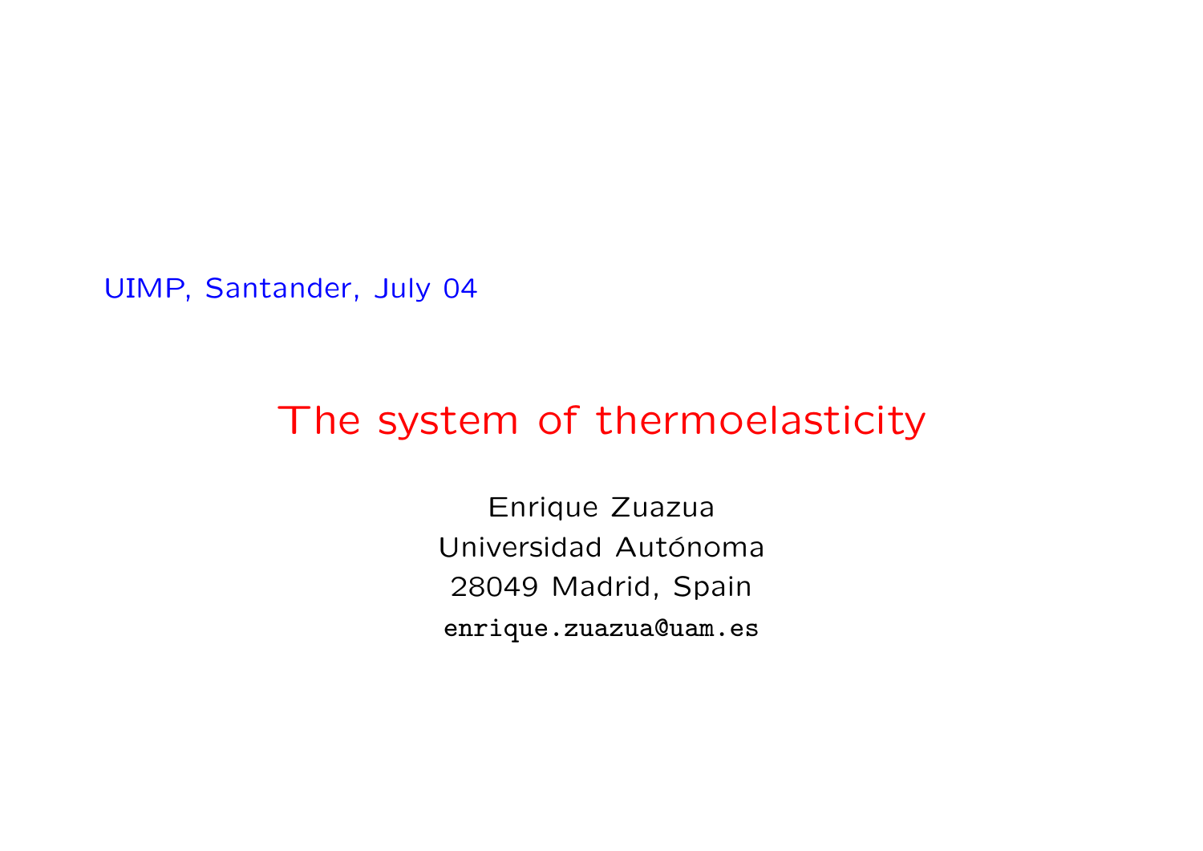UIMP, Santander, July 04

# The system of thermoelasticity

Enrique Zuazua
Universidad Autónoma
28049 Madrid, Spain
`enrique.zuazua@uam.es`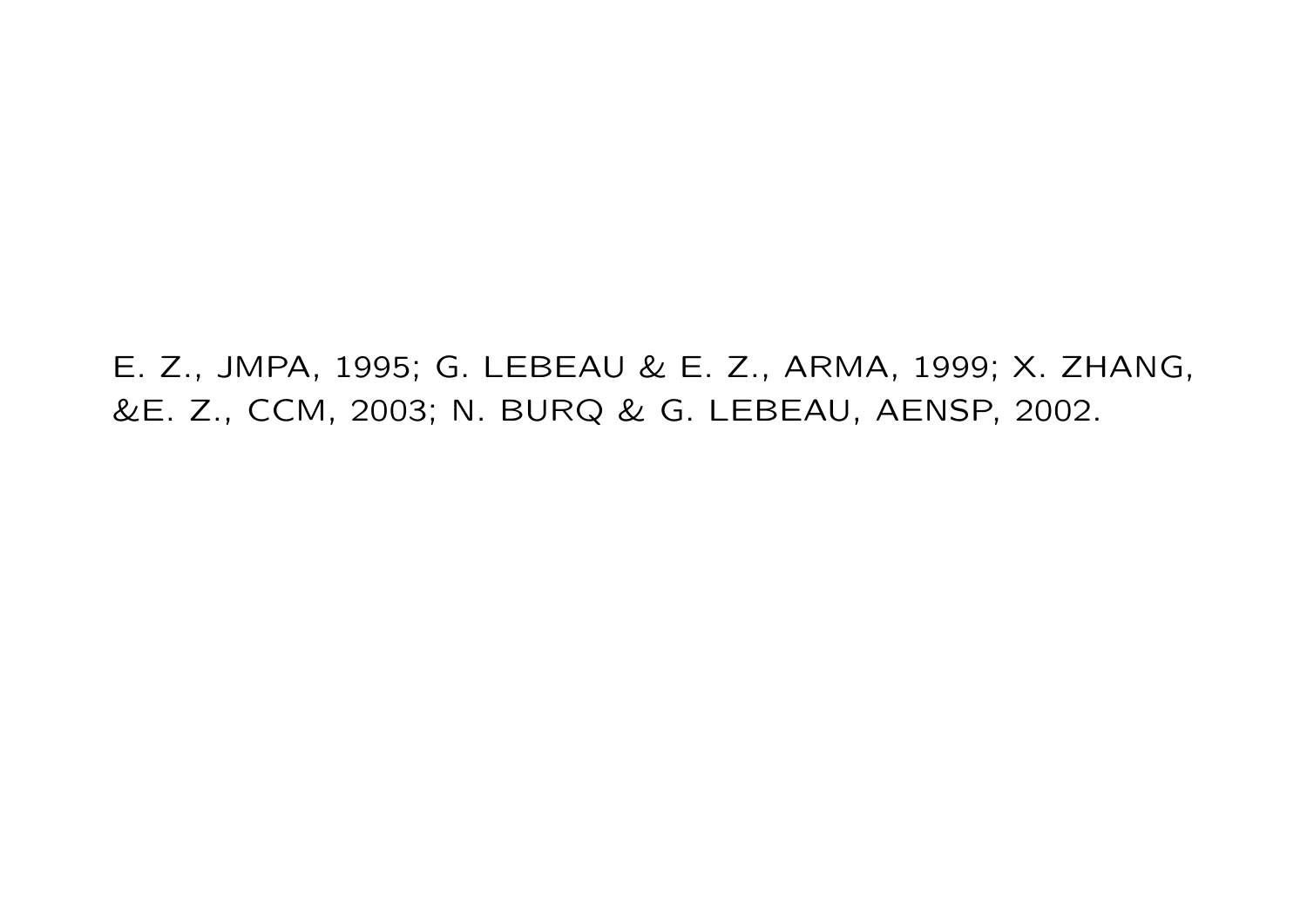E. Z., JMPA, 1995; G. LEBEAU & E. Z., ARMA, 1999; X. ZHANG, &E. Z., CCM, 2003; N. BURQ & G. LEBEAU, AENSP, 2002.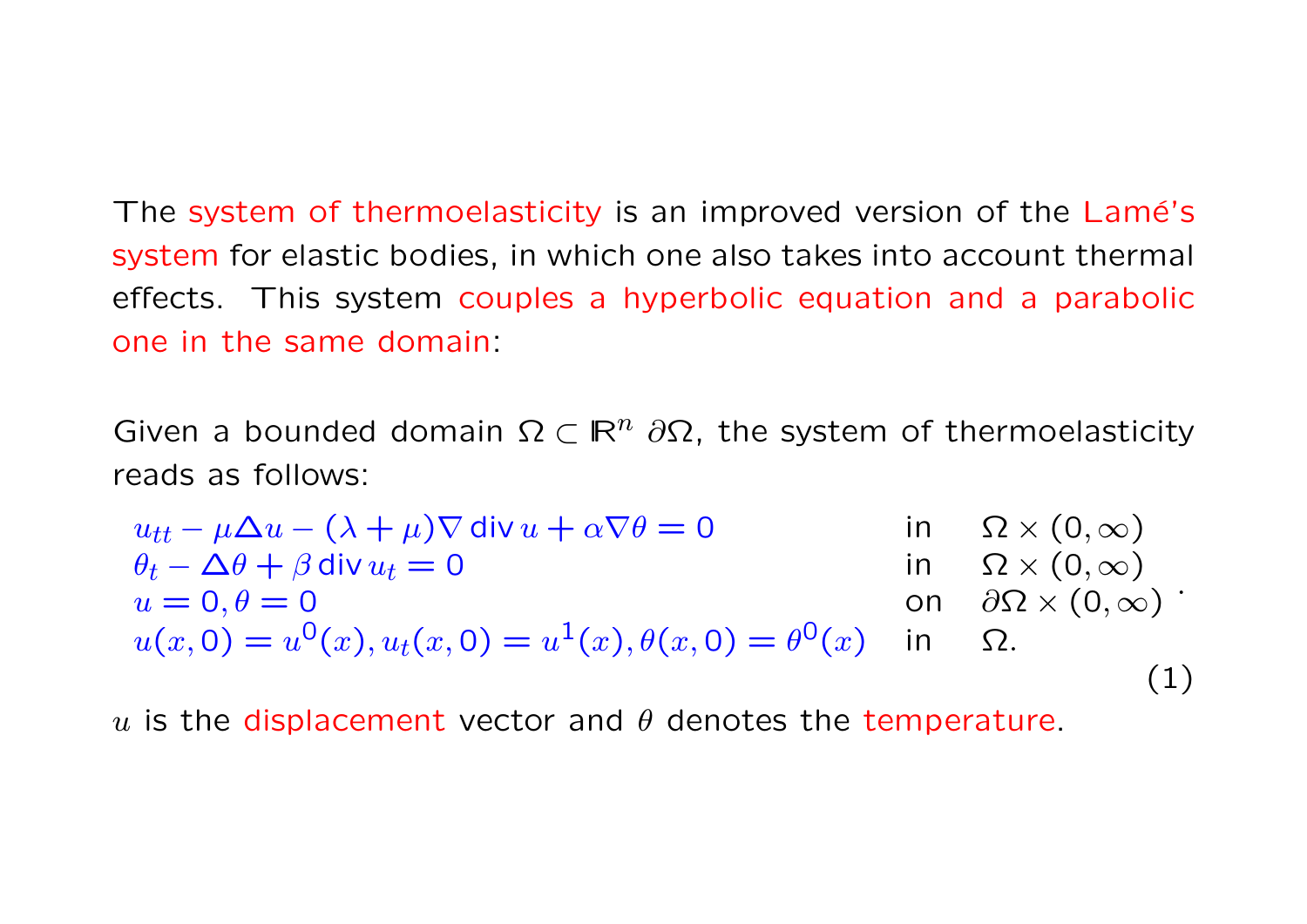The system of thermoelasticity is an improved version of the Lamé's system for elastic bodies, in which one also takes into account thermal effects. This system couples a hyperbolic equation and a parabolic one in the same domain:

Given a bounded domain $\Omega \subset \mathbb{R}^n$ $\partial\Omega$, the system of thermoelasticity reads as follows:

$$
\begin{array}{lll}
u_{tt} - \mu\Delta u - (\lambda + \mu)\nabla \operatorname{div} u + \alpha\nabla\theta = 0 & \text{in} & \Omega \times (0, \infty) \\
\theta_t - \Delta\theta + \beta \operatorname{div} u_t = 0 & \text{in} & \Omega \times (0, \infty) \\
u = 0, \theta = 0 & \text{on} & \partial\Omega \times (0, \infty) \\
u(x, 0) = u^0(x), u_t(x, 0) = u^1(x), \theta(x, 0) = \theta^0(x) & \text{in} & \Omega.
\end{array}
\tag{1}
$$

$u$ is the displacement vector and $\theta$ denotes the temperature.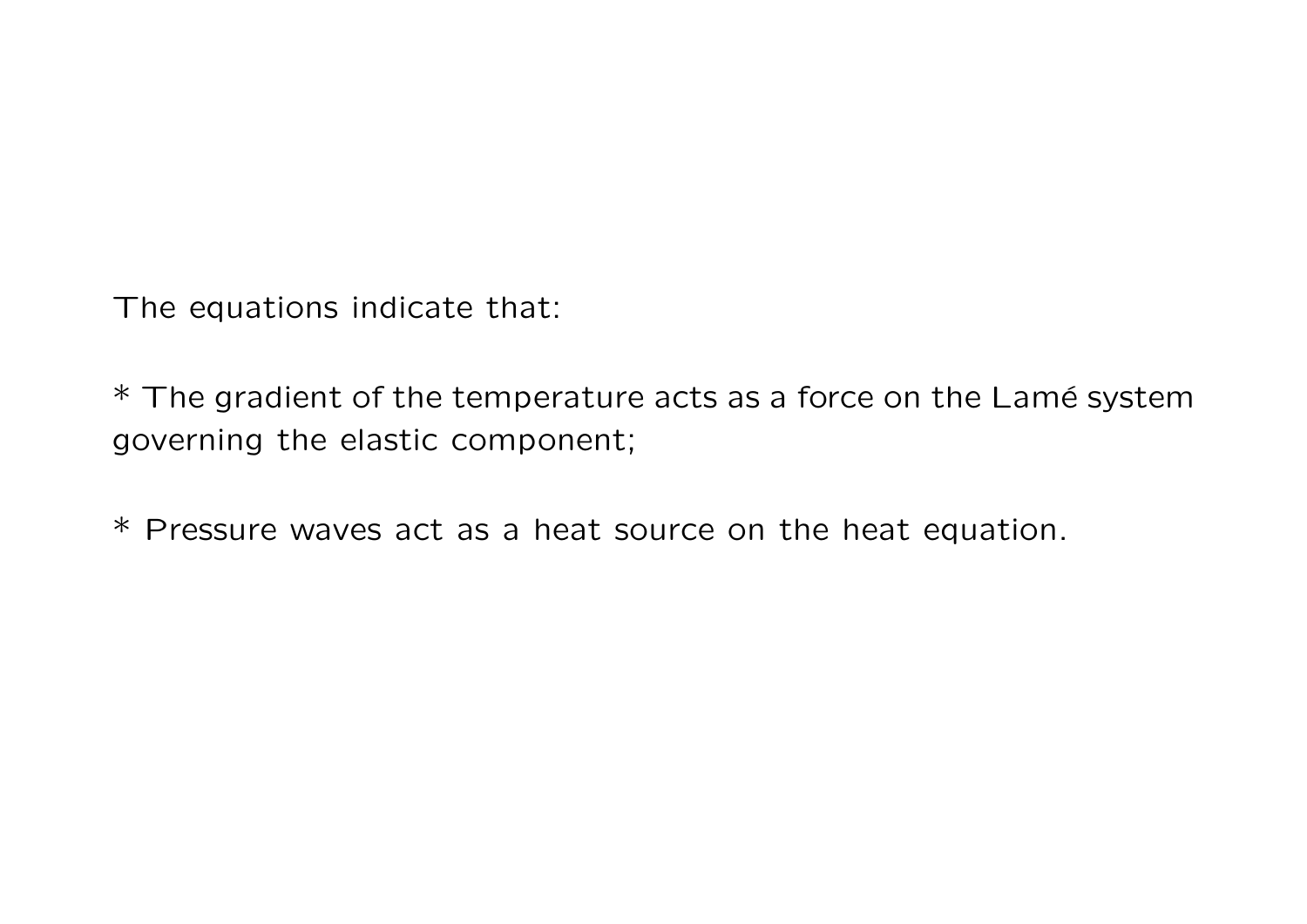The equations indicate that:

* The gradient of the temperature acts as a force on the Lamé system governing the elastic component;

* Pressure waves act as a heat source on the heat equation.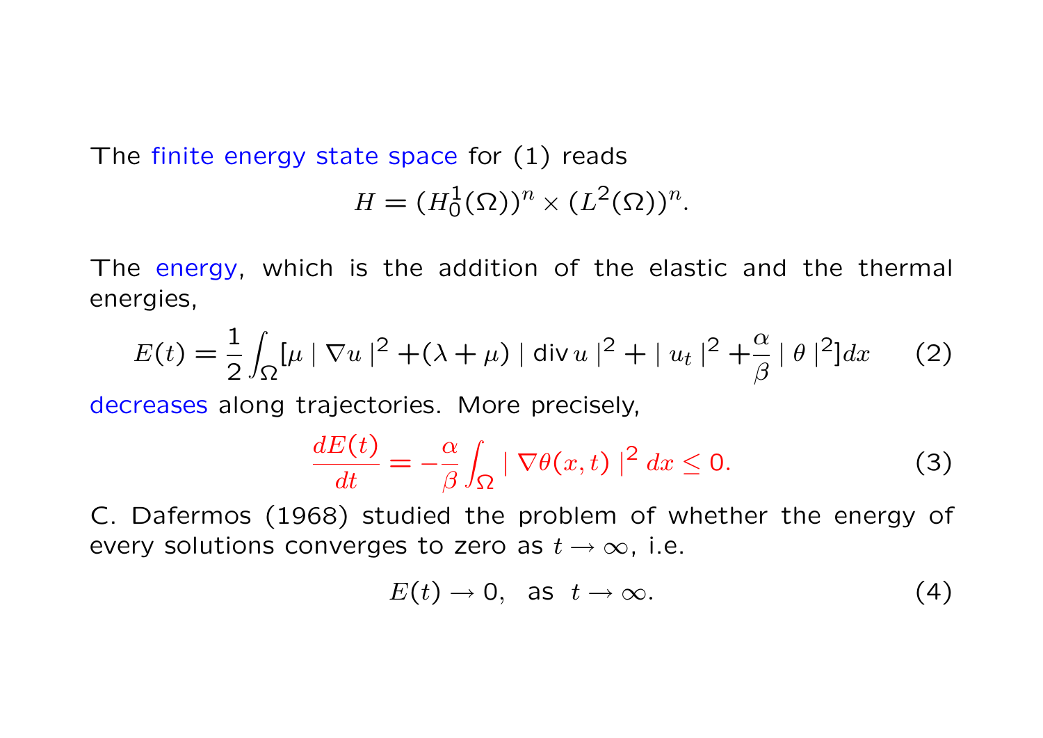The finite energy state space for (1) reads

$$H = (H_0^1(\Omega))^n \times (L^2(\Omega))^n.$$

The energy, which is the addition of the elastic and the thermal energies,

$$E(t) = \frac{1}{2}\int_\Omega [\mu \mid \nabla u \mid^2 + (\lambda + \mu) \mid \operatorname{div} u \mid^2 + \mid u_t \mid^2 + \frac{\alpha}{\beta} \mid \theta \mid^2] dx \qquad (2)$$

decreases along trajectories. More precisely,

$$\frac{dE(t)}{dt} = -\frac{\alpha}{\beta}\int_\Omega \mid \nabla\theta(x,t) \mid^2 dx \leq 0. \qquad (3)$$

C. Dafermos (1968) studied the problem of whether the energy of every solutions converges to zero as $t \to \infty$, i.e.

$$E(t) \to 0, \text{ as } t \to \infty. \qquad (4)$$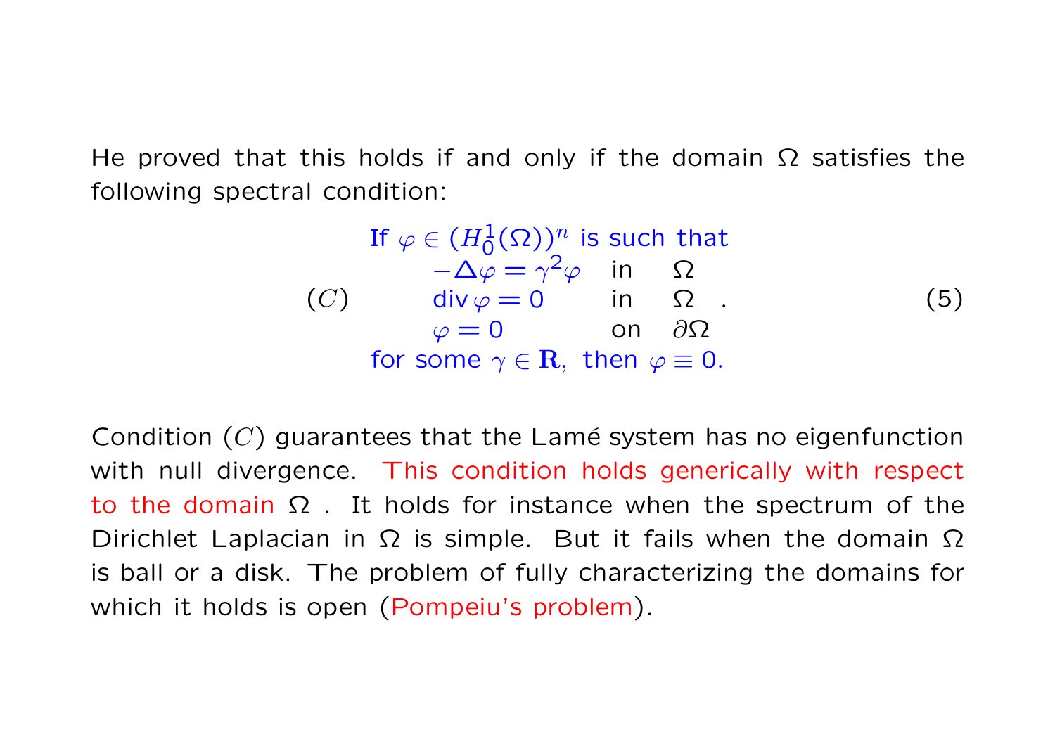He proved that this holds if and only if the domain $\Omega$ satisfies the following spectral condition:

$$
(C) \qquad \begin{array}{l} \text{If } \varphi \in (H_0^1(\Omega))^n \text{ is such that} \\ \quad \begin{array}{lll} -\Delta\varphi = \gamma^2\varphi & \text{in} & \Omega \\ \operatorname{div}\varphi = 0 & \text{in} & \Omega \\ \varphi = 0 & \text{on} & \partial\Omega \end{array} . \\ \text{for some } \gamma \in \mathbf{R}, \text{ then } \varphi \equiv 0. \end{array} \tag{5}
$$

Condition $(C)$ guarantees that the Lamé system has no eigenfunction with null divergence. This condition holds generically with respect to the domain $\Omega$ . It holds for instance when the spectrum of the Dirichlet Laplacian in $\Omega$ is simple. But it fails when the domain $\Omega$ is ball or a disk. The problem of fully characterizing the domains for which it holds is open (Pompeiu's problem).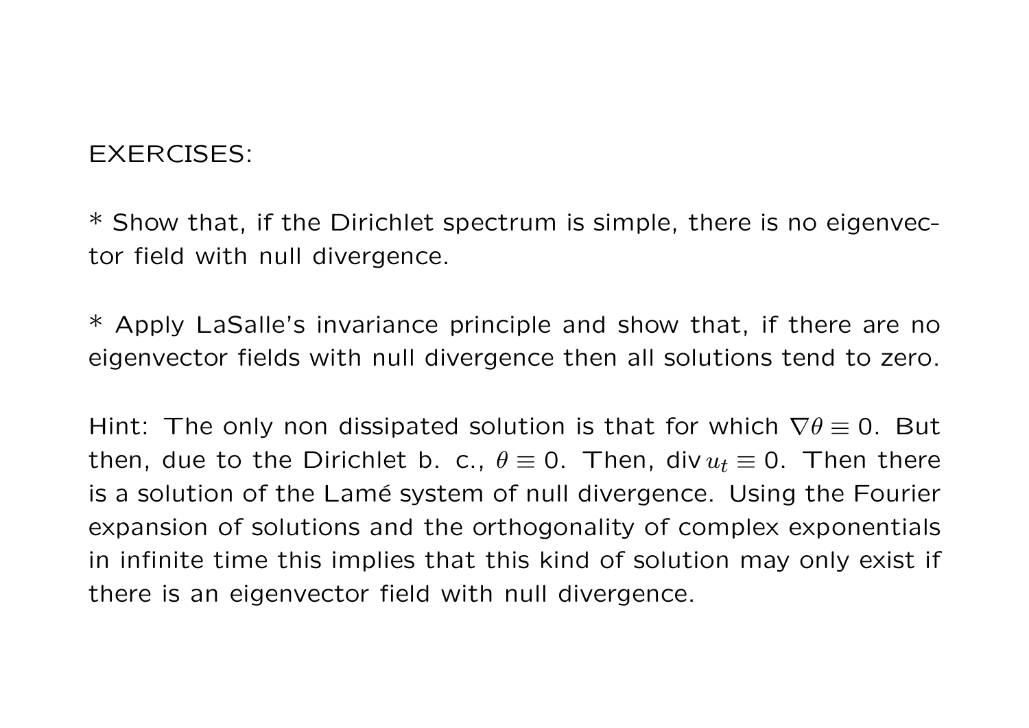EXERCISES:

* Show that, if the Dirichlet spectrum is simple, there is no eigenvector field with null divergence.

* Apply LaSalle's invariance principle and show that, if there are no eigenvector fields with null divergence then all solutions tend to zero.

Hint: The only non dissipated solution is that for which $\nabla\theta \equiv 0$. But then, due to the Dirichlet b. c., $\theta \equiv 0$. Then, $\operatorname{div} u_t \equiv 0$. Then there is a solution of the Lamé system of null divergence. Using the Fourier expansion of solutions and the orthogonality of complex exponentials in infinite time this implies that this kind of solution may only exist if there is an eigenvector field with null divergence.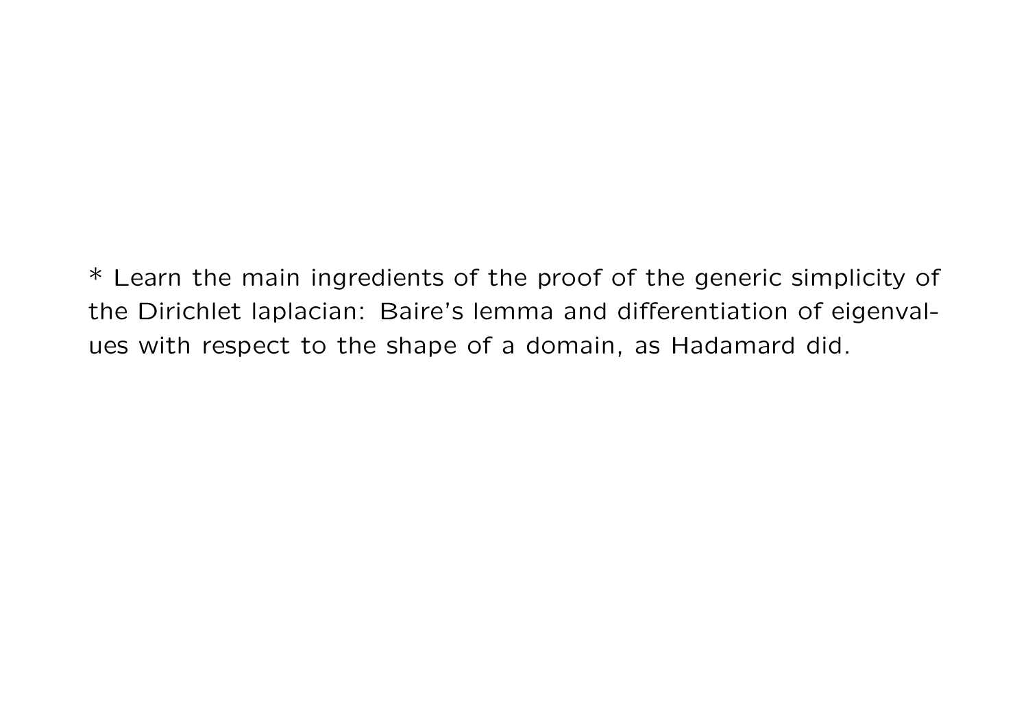* Learn the main ingredients of the proof of the generic simplicity of the Dirichlet laplacian: Baire's lemma and differentiation of eigenvalues with respect to the shape of a domain, as Hadamard did.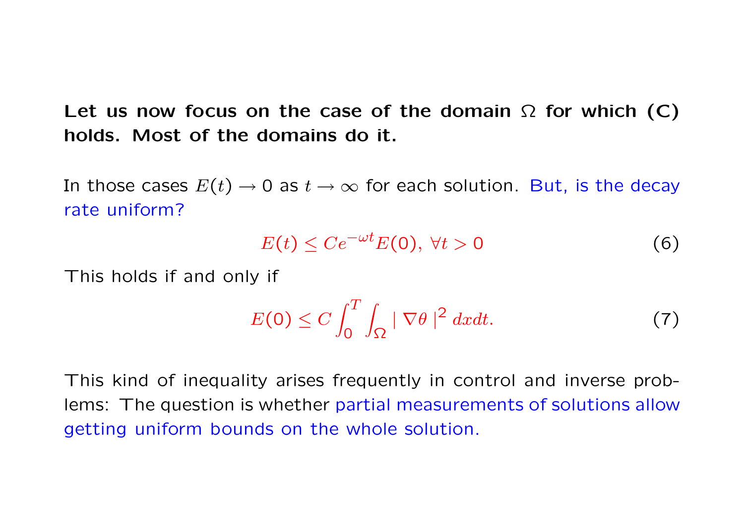**Let us now focus on the case of the domain $\Omega$ for which (C) holds. Most of the domains do it.**

In those cases $E(t) \to 0$ as $t \to \infty$ for each solution. But, is the decay rate uniform?

$$E(t) \leq Ce^{-\omega t} E(0), \; \forall t > 0 \tag{6}$$

This holds if and only if

$$E(0) \leq C \int_0^T \int_\Omega |\nabla \theta|^2 \, dx dt. \tag{7}$$

This kind of inequality arises frequently in control and inverse problems: The question is whether partial measurements of solutions allow getting uniform bounds on the whole solution.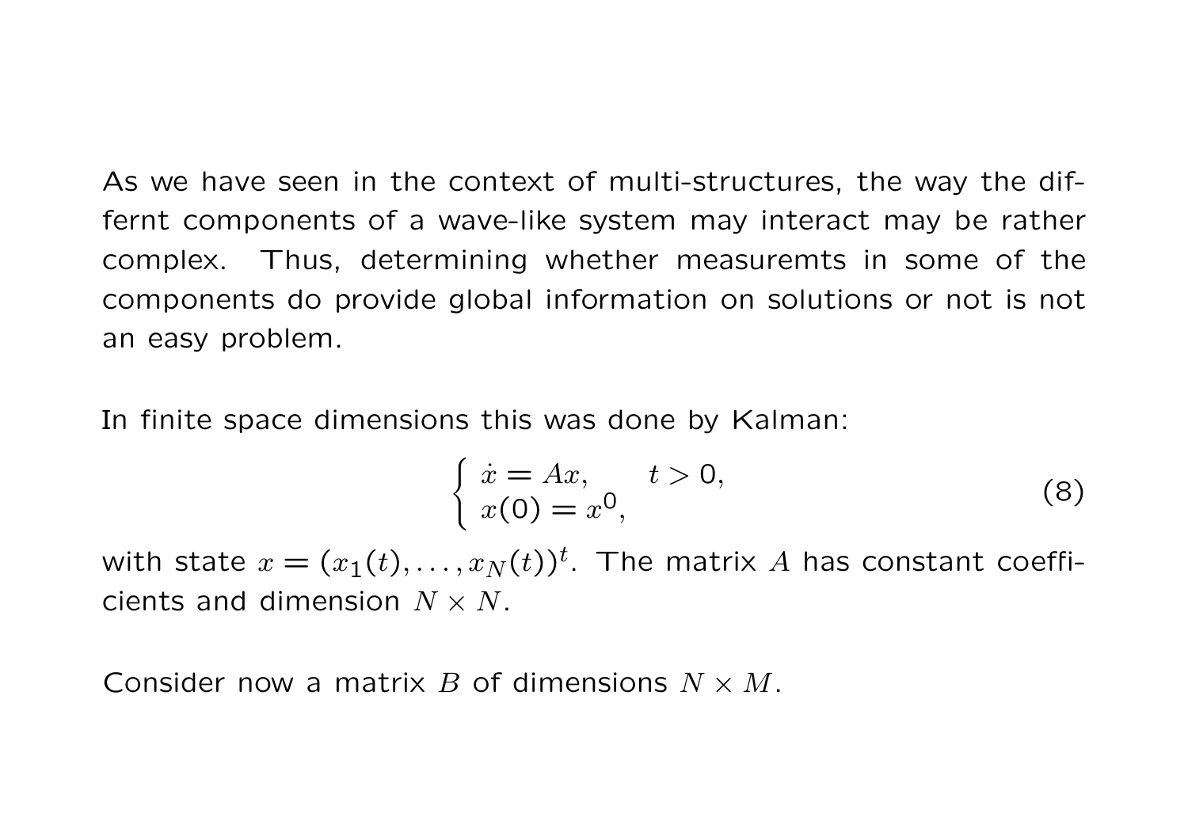As we have seen in the context of multi-structures, the way the differnt components of a wave-like system may interact may be rather complex. Thus, determining whether measuremts in some of the components do provide global information on solutions or not is not an easy problem.

In finite space dimensions this was done by Kalman:

$$\begin{cases} \dot{x} = Ax, & t > 0, \\ x(0) = x^0, \end{cases} \tag{8}$$

with state $x = (x_1(t), \ldots, x_N(t))^t$. The matrix $A$ has constant coefficients and dimension $N \times N$.

Consider now a matrix $B$ of dimensions $N \times M$.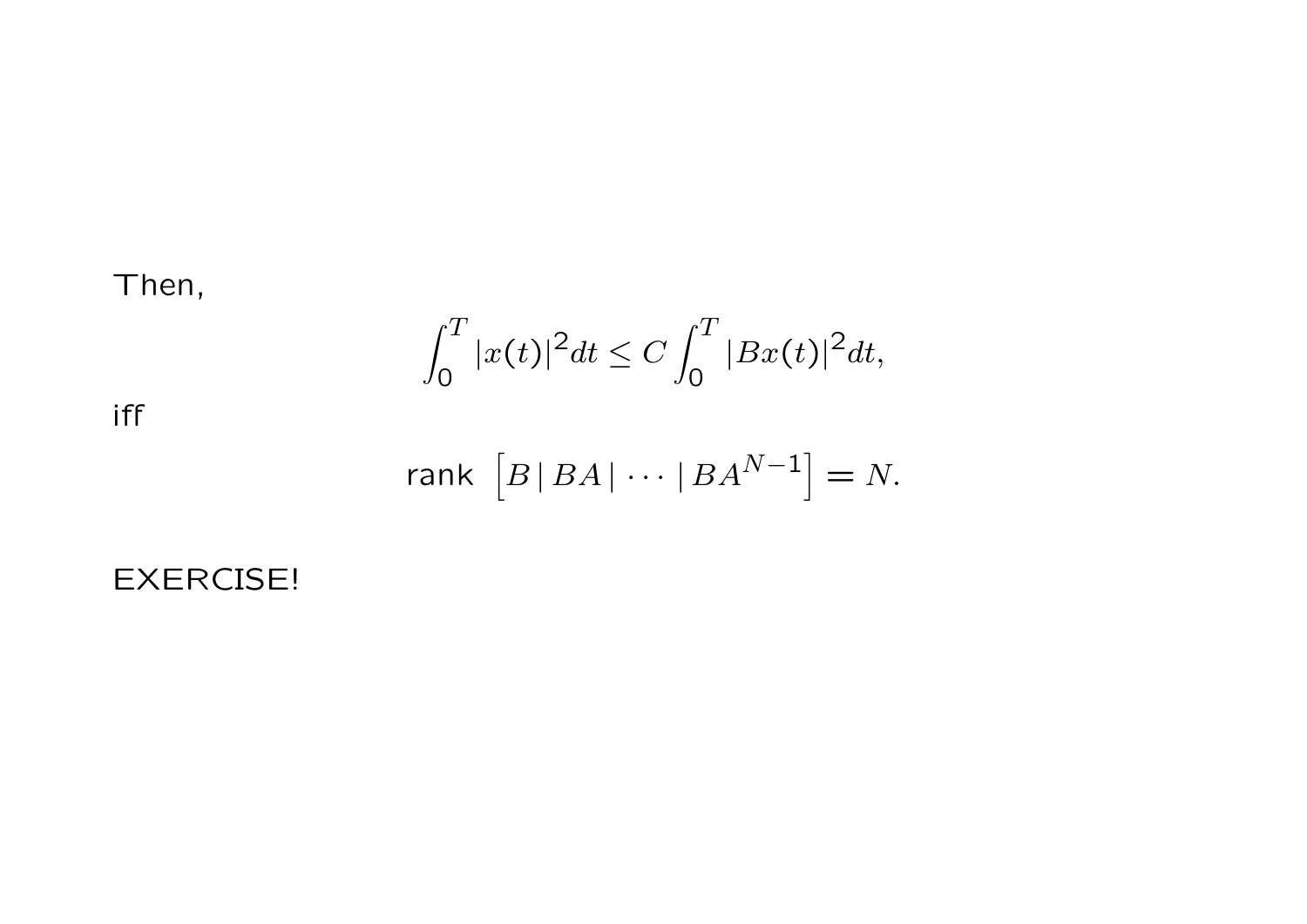Then,

$$\int_0^T |x(t)|^2 dt \leq C \int_0^T |Bx(t)|^2 dt,$$

iff

$$\text{rank } \left[ B \,|\, BA \,|\, \cdots \,|\, BA^{N-1} \right] = N.$$

EXERCISE!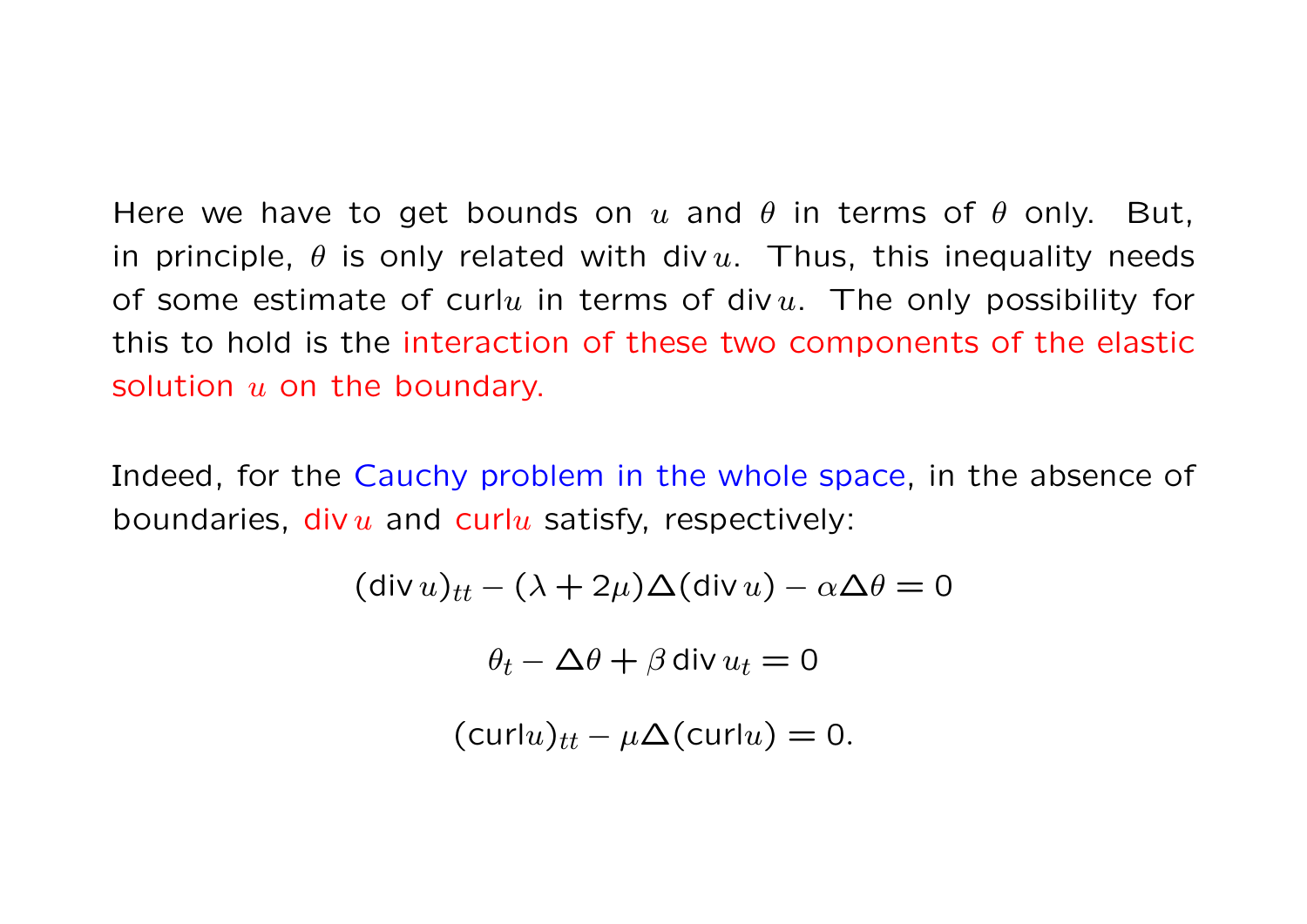Here we have to get bounds on $u$ and $\theta$ in terms of $\theta$ only. But, in principle, $\theta$ is only related with $\operatorname{div} u$. Thus, this inequality needs of some estimate of $\operatorname{curl} u$ in terms of $\operatorname{div} u$. The only possibility for this to hold is the interaction of these two components of the elastic solution $u$ on the boundary.

Indeed, for the Cauchy problem in the whole space, in the absence of boundaries, $\operatorname{div} u$ and $\operatorname{curl} u$ satisfy, respectively:

$$(\operatorname{div} u)_{tt} - (\lambda + 2\mu)\Delta(\operatorname{div} u) - \alpha\Delta\theta = 0$$

$$\theta_t - \Delta\theta + \beta \operatorname{div} u_t = 0$$

$$(\operatorname{curl} u)_{tt} - \mu\Delta(\operatorname{curl} u) = 0.$$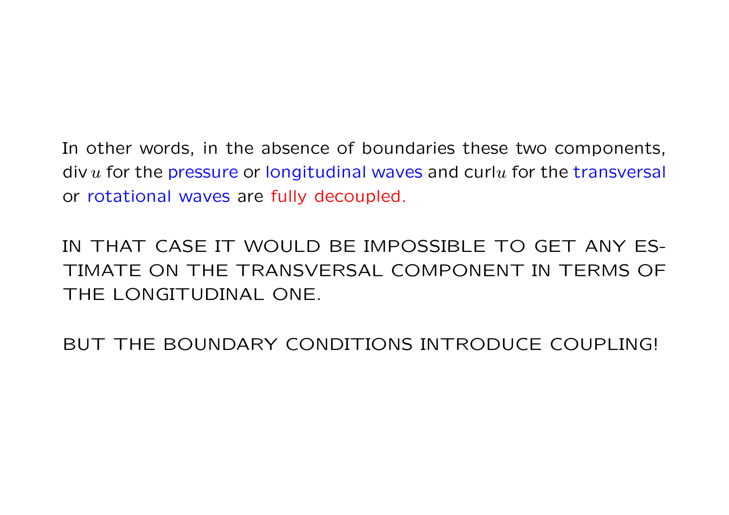In other words, in the absence of boundaries these two components, $\text{div}\, u$ for the pressure or longitudinal waves and $\text{curl} u$ for the transversal or rotational waves are fully decoupled.

IN THAT CASE IT WOULD BE IMPOSSIBLE TO GET ANY ESTIMATE ON THE TRANSVERSAL COMPONENT IN TERMS OF THE LONGITUDINAL ONE.

BUT THE BOUNDARY CONDITIONS INTRODUCE COUPLING!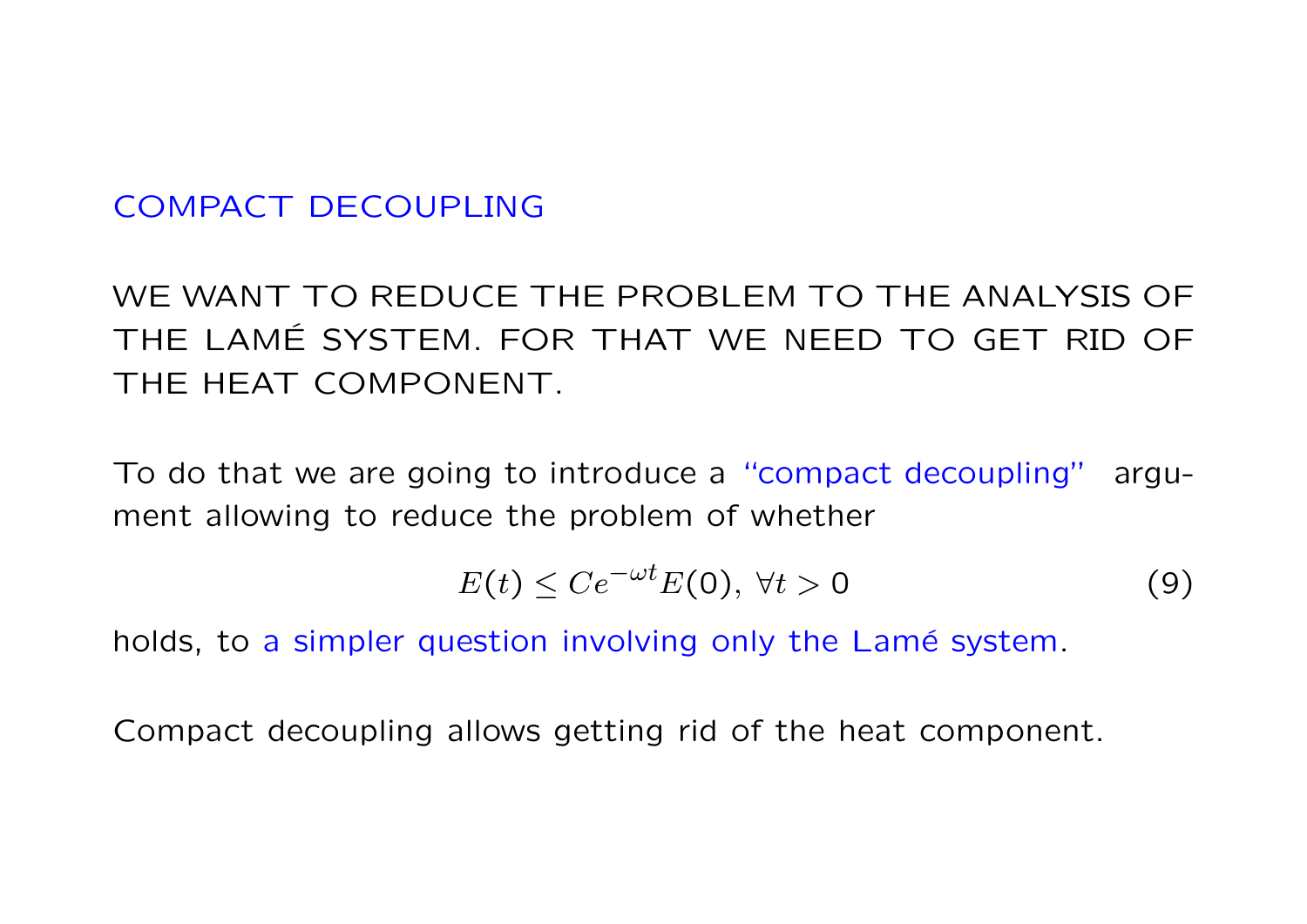## COMPACT DECOUPLING

WE WANT TO REDUCE THE PROBLEM TO THE ANALYSIS OF THE LAMÉ SYSTEM. FOR THAT WE NEED TO GET RID OF THE HEAT COMPONENT.

To do that we are going to introduce a "compact decoupling" argument allowing to reduce the problem of whether

$$E(t) \leq Ce^{-\omega t}E(0), \ \forall t > 0 \tag{9}$$

holds, to a simpler question involving only the Lamé system.

Compact decoupling allows getting rid of the heat component.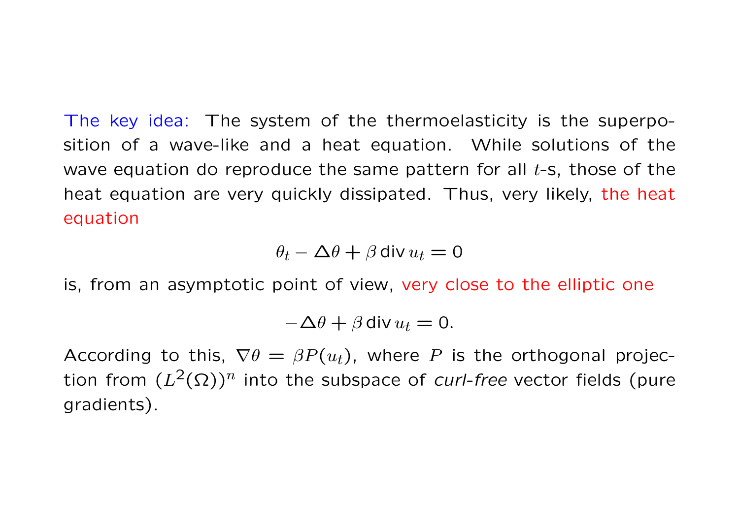The key idea: The system of the thermoelasticity is the superposition of a wave-like and a heat equation. While solutions of the wave equation do reproduce the same pattern for all $t$-s, those of the heat equation are very quickly dissipated. Thus, very likely, the heat equation

$$\theta_t - \Delta\theta + \beta \operatorname{div} u_t = 0$$

is, from an asymptotic point of view, very close to the elliptic one

$$-\Delta\theta + \beta \operatorname{div} u_t = 0.$$

According to this, $\nabla\theta = \beta P(u_t)$, where $P$ is the orthogonal projection from $(L^2(\Omega))^n$ into the subspace of *curl-free* vector fields (pure gradients).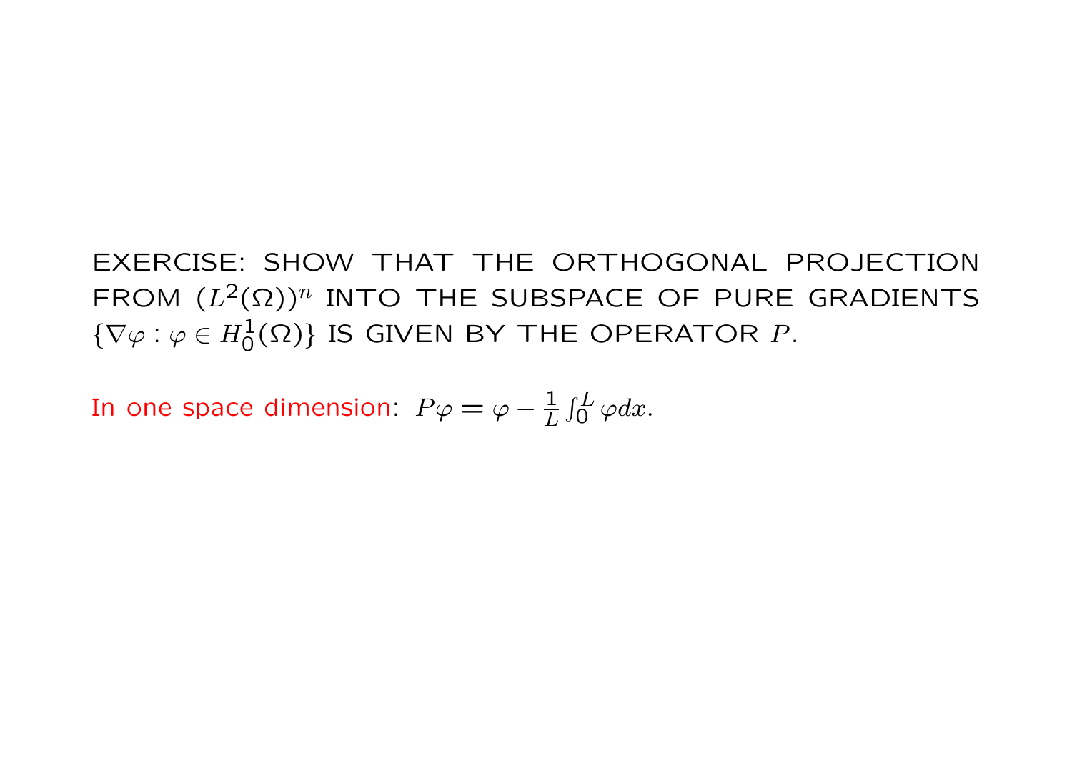EXERCISE: SHOW THAT THE ORTHOGONAL PROJECTION FROM $(L^2(\Omega))^n$ INTO THE SUBSPACE OF PURE GRADIENTS $\{\nabla\varphi : \varphi \in H_0^1(\Omega)\}$ IS GIVEN BY THE OPERATOR $P$.

In one space dimension: $P\varphi = \varphi - \frac{1}{L}\int_0^L \varphi dx$.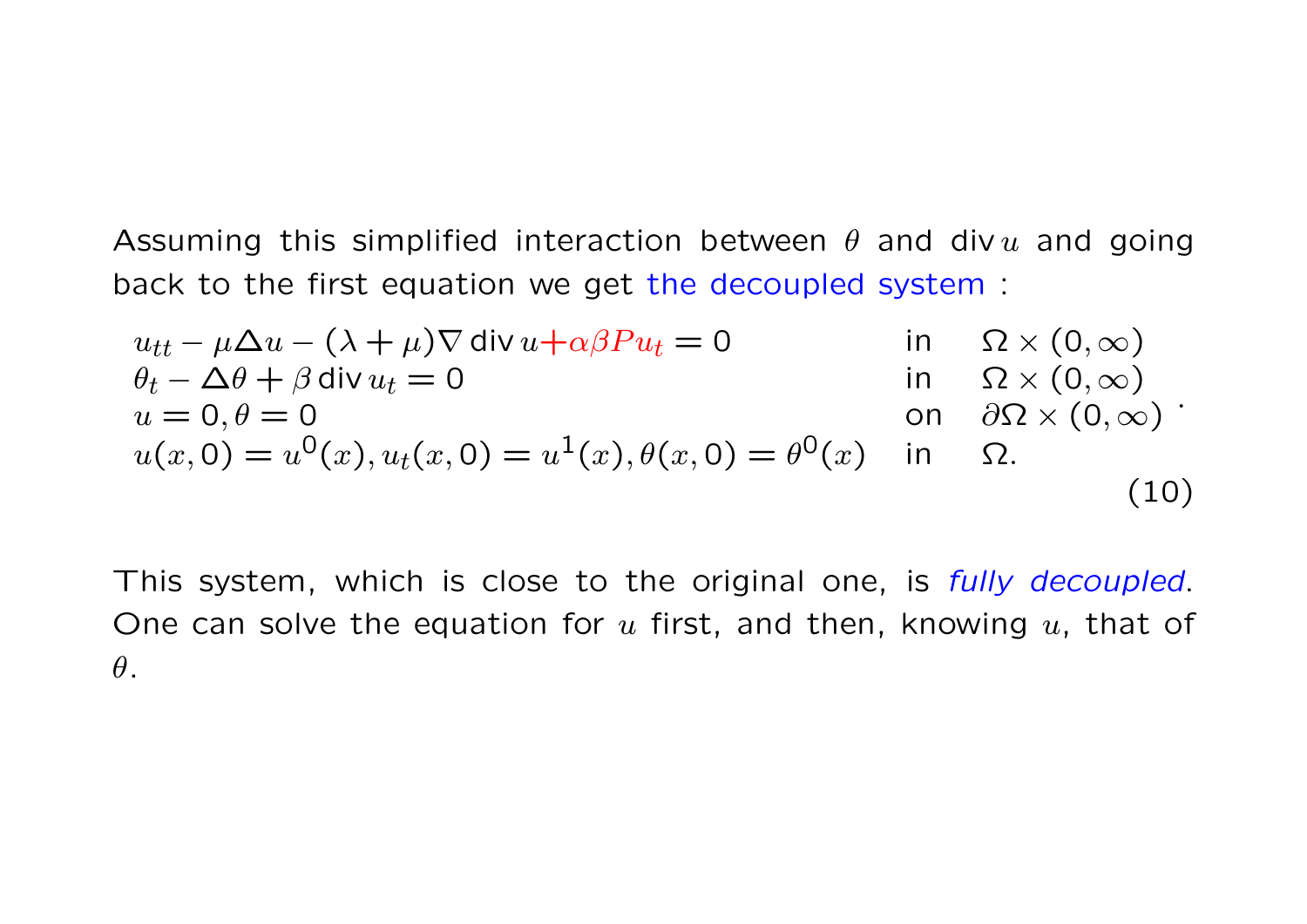Assuming this simplified interaction between $\theta$ and $\operatorname{div} u$ and going back to the first equation we get the decoupled system :

$$
\begin{array}{lll}
u_{tt} - \mu\Delta u - (\lambda + \mu)\nabla \operatorname{div} u + \alpha\beta P u_t = 0 & \text{in} & \Omega \times (0, \infty) \\
\theta_t - \Delta\theta + \beta \operatorname{div} u_t = 0 & \text{in} & \Omega \times (0, \infty) \\
u = 0, \theta = 0 & \text{on} & \partial\Omega \times (0, \infty) \\
u(x, 0) = u^0(x), u_t(x, 0) = u^1(x), \theta(x, 0) = \theta^0(x) & \text{in} & \Omega.
\end{array}
\tag{10}
$$

This system, which is close to the original one, is *fully decoupled*. One can solve the equation for $u$ first, and then, knowing $u$, that of $\theta$.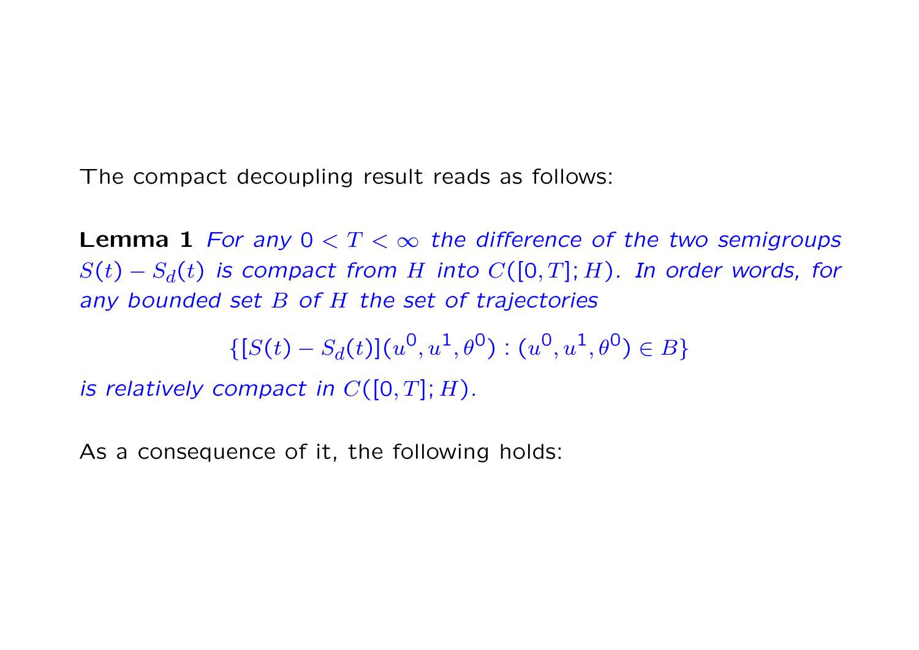The compact decoupling result reads as follows:

**Lemma 1** *For any $0 < T < \infty$ the difference of the two semigroups $S(t) - S_d(t)$ is compact from $H$ into $C([0,T];H)$. In order words, for any bounded set $B$ of $H$ the set of trajectories*

$$\{[S(t) - S_d(t)](u^0, u^1, \theta^0) : (u^0, u^1, \theta^0) \in B\}$$

*is relatively compact in $C([0,T];H)$.*

As a consequence of it, the following holds: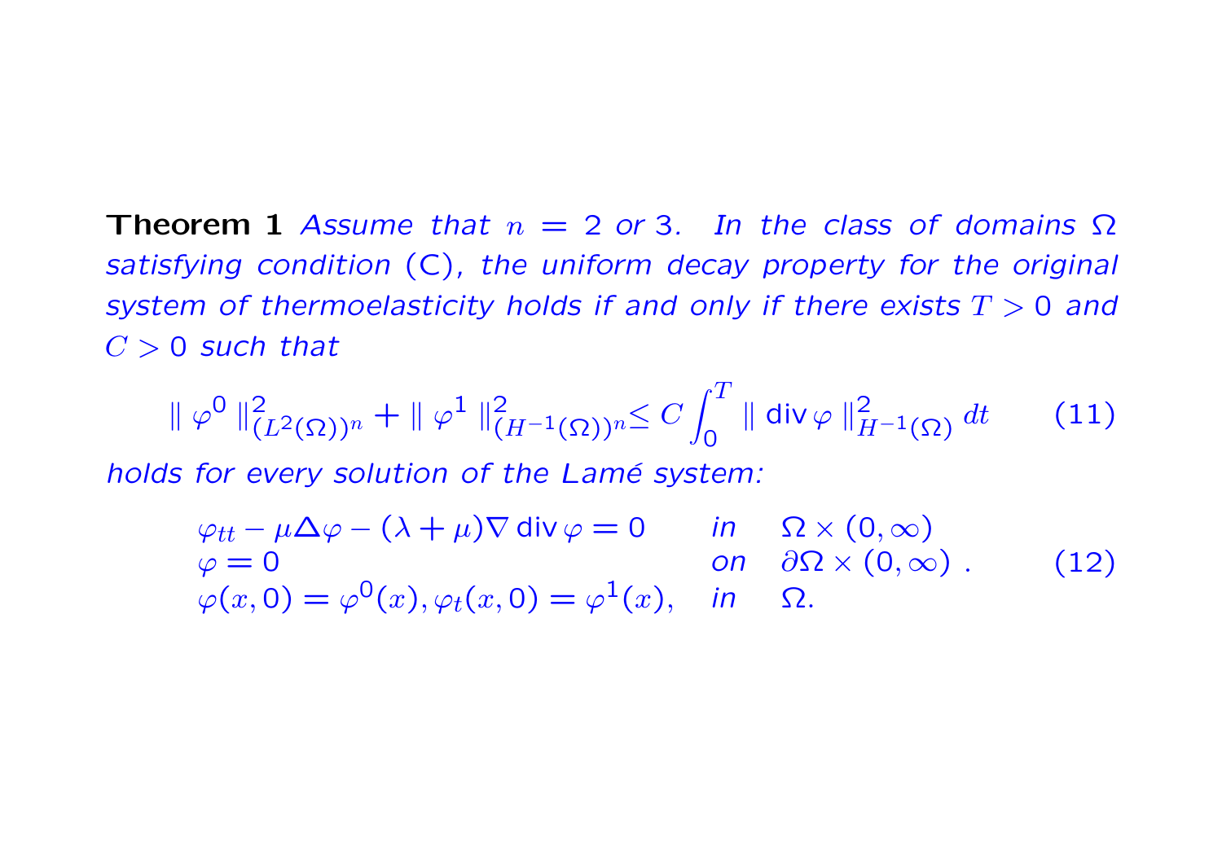**Theorem 1** *Assume that $n = 2$ or 3. In the class of domains $\Omega$ satisfying condition (C), the uniform decay property for the original system of thermoelasticity holds if and only if there exists $T > 0$ and $C > 0$ such that*

$$\| \varphi^0 \|^2_{(L^2(\Omega))^n} + \| \varphi^1 \|^2_{(H^{-1}(\Omega))^n} \leq C \int_0^T \| \operatorname{div} \varphi \|^2_{H^{-1}(\Omega)} \, dt \qquad (11)$$

*holds for every solution of the Lamé system:*

$$\begin{array}{lll} \varphi_{tt} - \mu \Delta \varphi - (\lambda + \mu) \nabla \operatorname{div} \varphi = 0 & \text{in} & \Omega \times (0, \infty) \\ \varphi = 0 & \text{on} & \partial\Omega \times (0, \infty) \; . \\ \varphi(x, 0) = \varphi^0(x), \varphi_t(x, 0) = \varphi^1(x), & \text{in} & \Omega. \end{array} \qquad (12)$$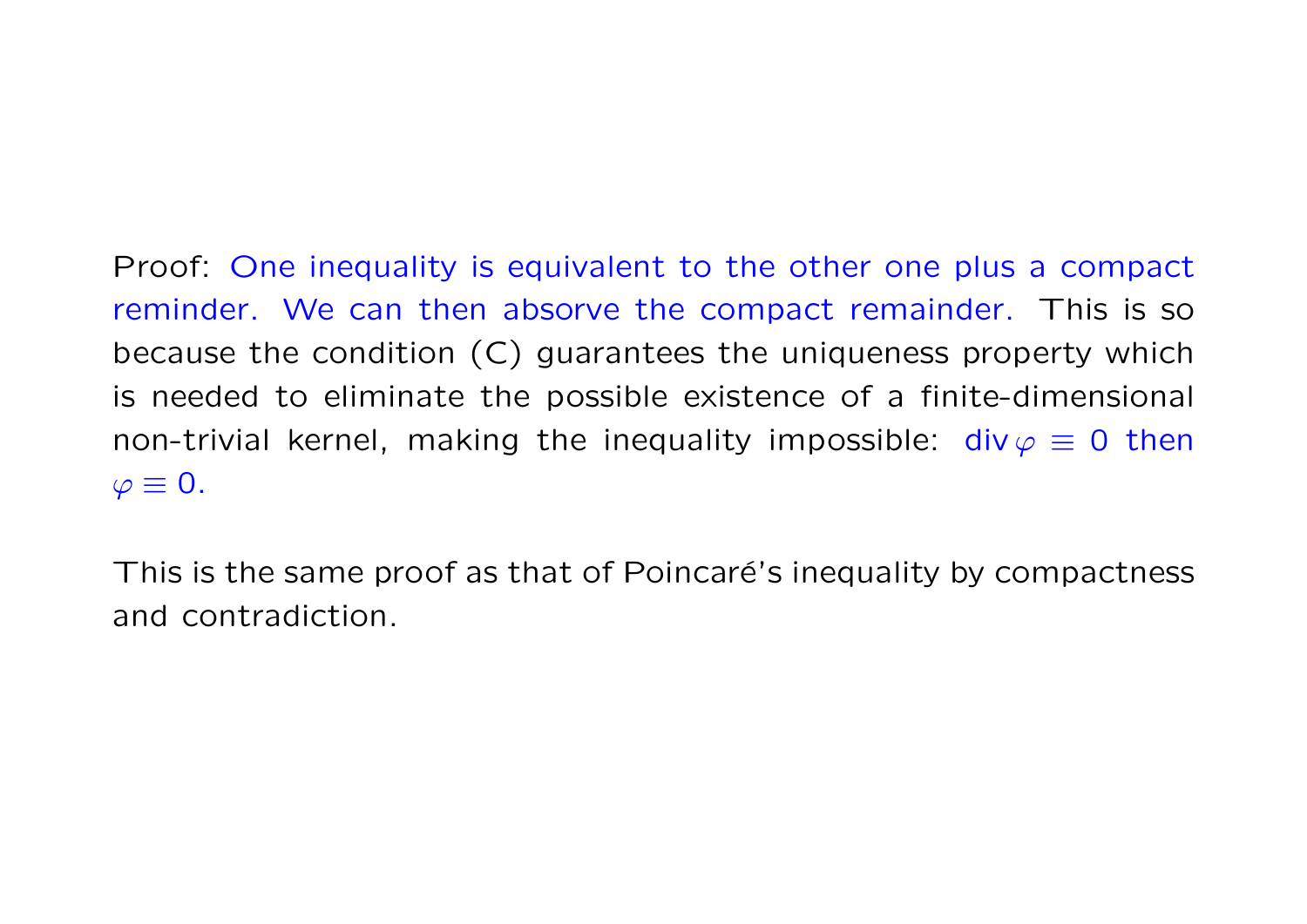Proof: One inequality is equivalent to the other one plus a compact reminder. We can then absorve the compact remainder. This is so because the condition (C) guarantees the uniqueness property which is needed to eliminate the possible existence of a finite-dimensional non-trivial kernel, making the inequality impossible: $\operatorname{div} \varphi \equiv 0$ then $\varphi \equiv 0$.

This is the same proof as that of Poincaré's inequality by compactness and contradiction.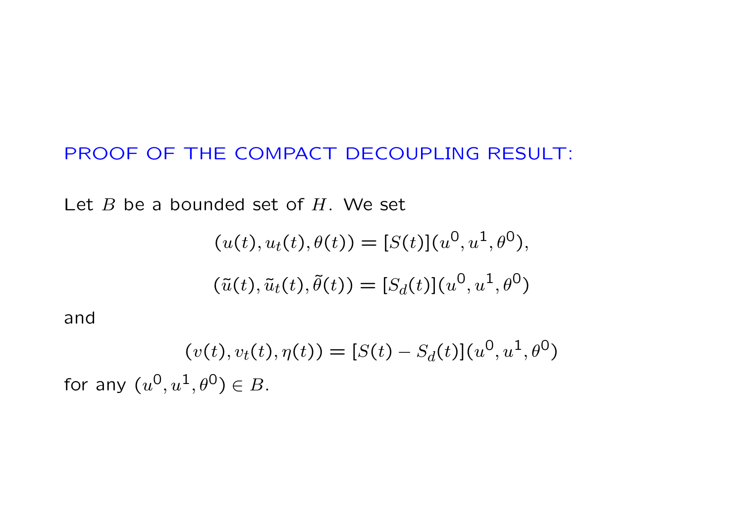## PROOF OF THE COMPACT DECOUPLING RESULT:

Let $B$ be a bounded set of $H$. We set

$$(u(t), u_t(t), \theta(t)) = [S(t)](u^0, u^1, \theta^0),$$

$$(\tilde{u}(t), \tilde{u}_t(t), \tilde{\theta}(t)) = [S_d(t)](u^0, u^1, \theta^0)$$

and

$$(v(t), v_t(t), \eta(t)) = [S(t) - S_d(t)](u^0, u^1, \theta^0)$$

for any $(u^0, u^1, \theta^0) \in B$.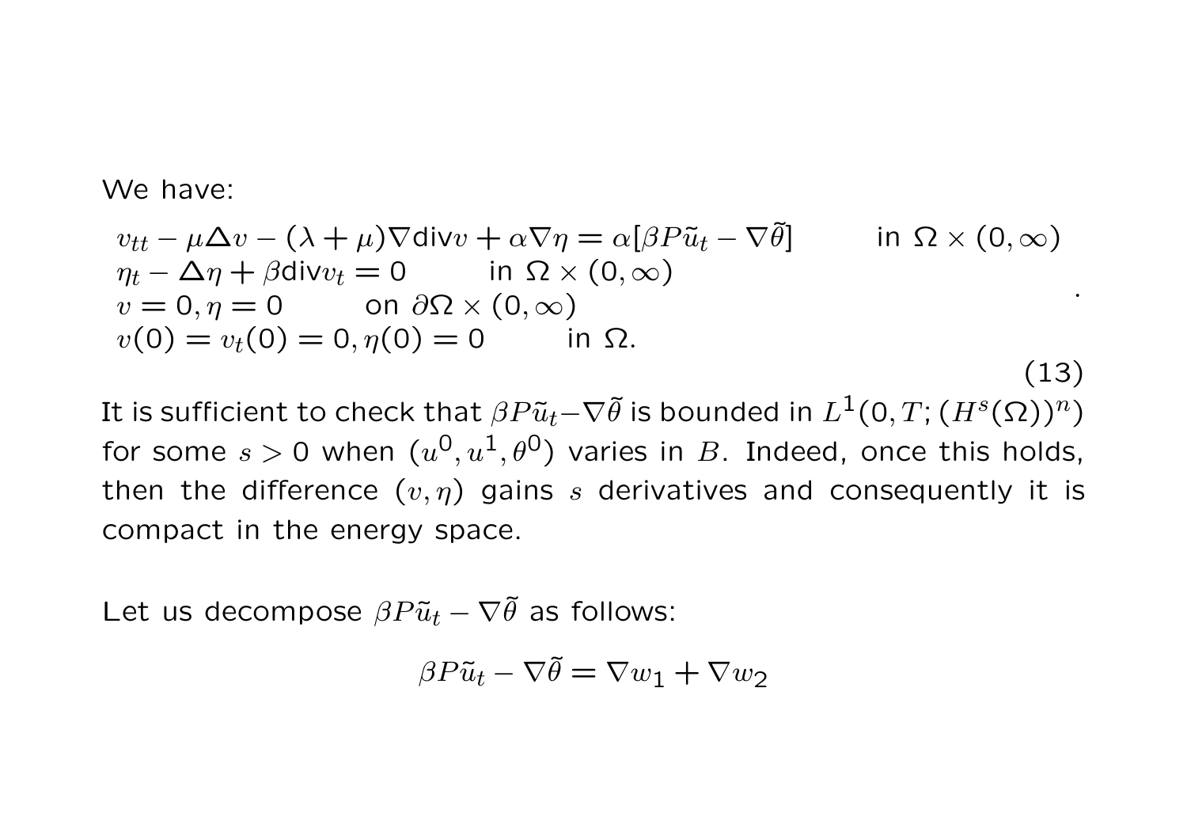We have:

$$
\begin{cases}
v_{tt} - \mu\Delta v - (\lambda+\mu)\nabla \text{div} v + \alpha \nabla \eta = \alpha[\beta P\tilde{u}_t - \nabla\tilde{\theta}] & \text{in } \Omega \times (0,\infty) \\
\eta_t - \Delta\eta + \beta \text{div} v_t = 0 & \text{in } \Omega \times (0,\infty) \\
v = 0, \eta = 0 & \text{on } \partial\Omega \times (0,\infty) \\
v(0) = v_t(0) = 0, \eta(0) = 0 & \text{in } \Omega.
\end{cases}
\tag{13}
$$

It is sufficient to check that $\beta P\tilde{u}_t - \nabla\tilde{\theta}$ is bounded in $L^1(0,T;(H^s(\Omega))^n)$ for some $s > 0$ when $(u^0, u^1, \theta^0)$ varies in $B$. Indeed, once this holds, then the difference $(v, \eta)$ gains $s$ derivatives and consequently it is compact in the energy space.

Let us decompose $\beta P\tilde{u}_t - \nabla\tilde{\theta}$ as follows:

$$
\beta P\tilde{u}_t - \nabla\tilde{\theta} = \nabla w_1 + \nabla w_2
$$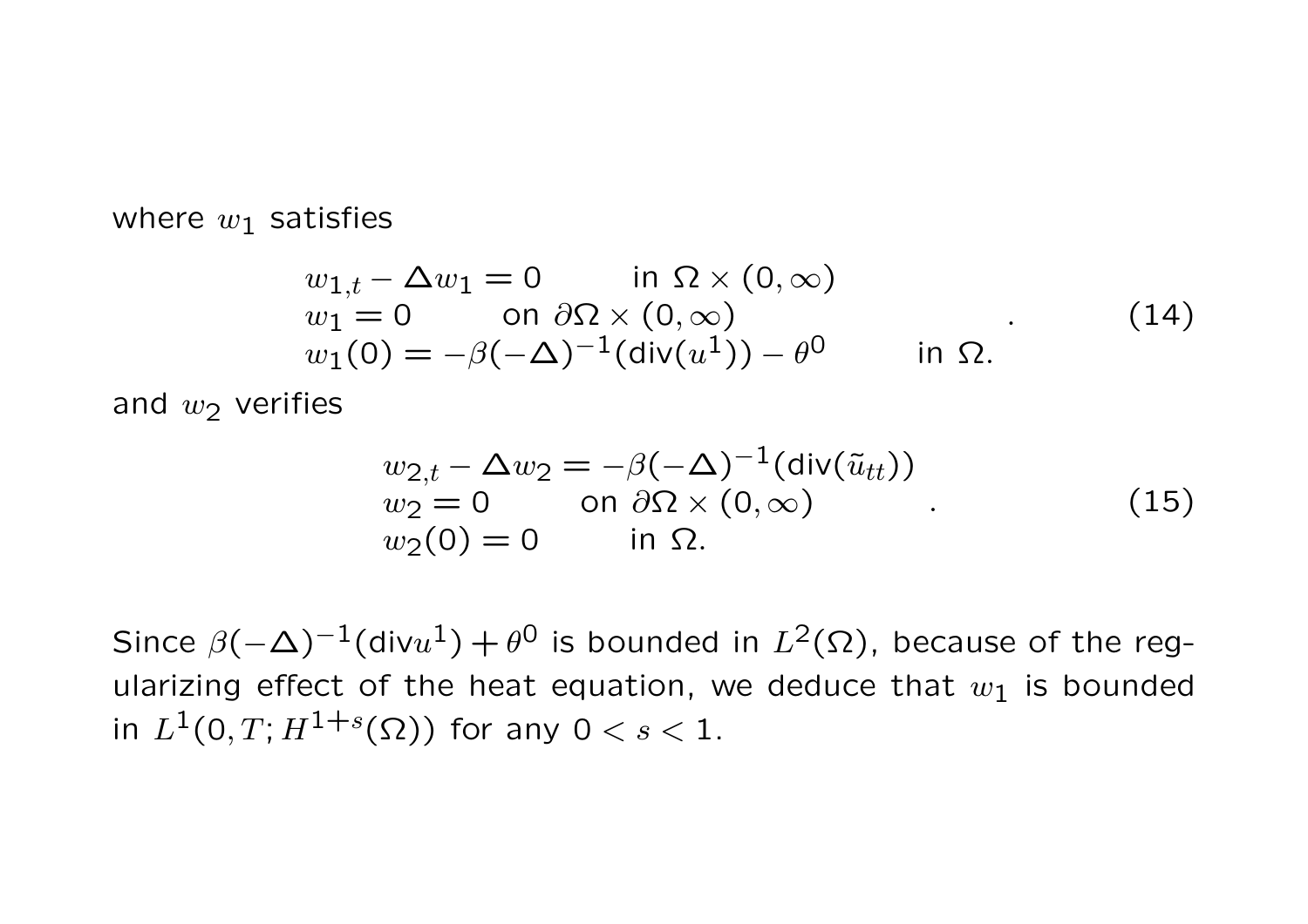where $w_1$ satisfies

$$
\begin{array}{l}
w_{1,t} - \Delta w_1 = 0 \qquad \text{in } \Omega \times (0,\infty) \\
w_1 = 0 \qquad \text{on } \partial\Omega \times (0,\infty) \\
w_1(0) = -\beta(-\Delta)^{-1}(\text{div}(u^1)) - \theta^0 \qquad \text{in } \Omega.
\end{array} . \tag{14}
$$

and $w_2$ verifies

$$
\begin{array}{l}
w_{2,t} - \Delta w_2 = -\beta(-\Delta)^{-1}(\text{div}(\tilde{u}_{tt})) \\
w_2 = 0 \qquad \text{on } \partial\Omega \times (0,\infty) \\
w_2(0) = 0 \qquad \text{in } \Omega.
\end{array} . \tag{15}
$$

Since $\beta(-\Delta)^{-1}(\text{div} u^1) + \theta^0$ is bounded in $L^2(\Omega)$, because of the regularizing effect of the heat equation, we deduce that $w_1$ is bounded in $L^1(0,T; H^{1+s}(\Omega))$ for any $0 < s < 1$.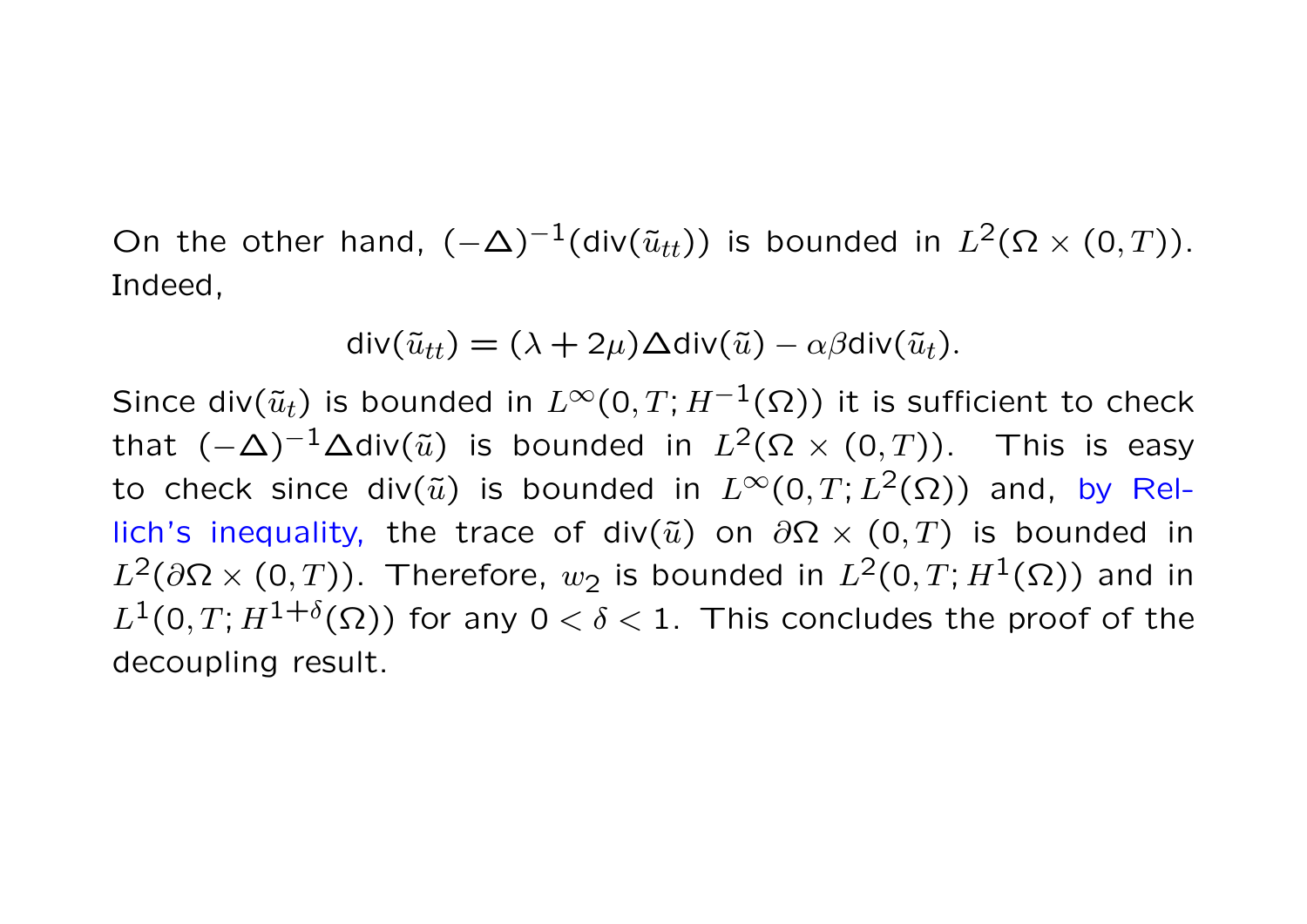On the other hand, $(-\Delta)^{-1}(\mathrm{div}(\tilde{u}_{tt}))$ is bounded in $L^2(\Omega \times (0,T))$. Indeed,

$$\mathrm{div}(\tilde{u}_{tt}) = (\lambda + 2\mu)\Delta \mathrm{div}(\tilde{u}) - \alpha\beta \mathrm{div}(\tilde{u}_t).$$

Since $\mathrm{div}(\tilde{u}_t)$ is bounded in $L^\infty(0,T;H^{-1}(\Omega))$ it is sufficient to check that $(-\Delta)^{-1}\Delta \mathrm{div}(\tilde{u})$ is bounded in $L^2(\Omega \times (0,T))$. This is easy to check since $\mathrm{div}(\tilde{u})$ is bounded in $L^\infty(0,T;L^2(\Omega))$ and, by Rellich's inequality, the trace of $\mathrm{div}(\tilde{u})$ on $\partial\Omega \times (0,T)$ is bounded in $L^2(\partial\Omega \times (0,T))$. Therefore, $w_2$ is bounded in $L^2(0,T;H^1(\Omega))$ and in $L^1(0,T;H^{1+\delta}(\Omega))$ for any $0 < \delta < 1$. This concludes the proof of the decoupling result.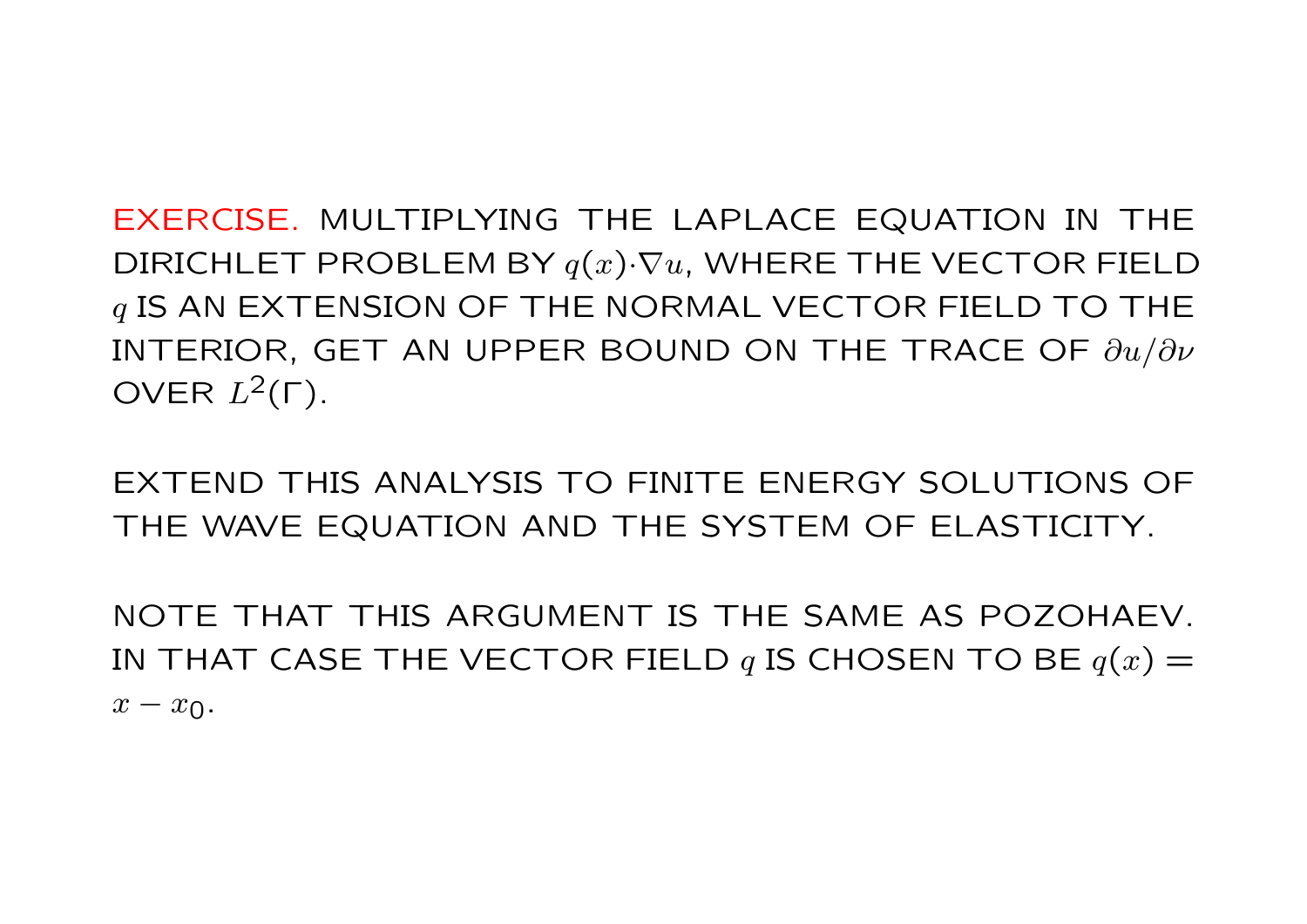EXERCISE. MULTIPLYING THE LAPLACE EQUATION IN THE DIRICHLET PROBLEM BY $q(x)\cdot\nabla u$, WHERE THE VECTOR FIELD $q$ IS AN EXTENSION OF THE NORMAL VECTOR FIELD TO THE INTERIOR, GET AN UPPER BOUND ON THE TRACE OF $\partial u/\partial \nu$ OVER $L^2(\Gamma)$.

EXTEND THIS ANALYSIS TO FINITE ENERGY SOLUTIONS OF THE WAVE EQUATION AND THE SYSTEM OF ELASTICITY.

NOTE THAT THIS ARGUMENT IS THE SAME AS POZOHAEV. IN THAT CASE THE VECTOR FIELD $q$ IS CHOSEN TO BE $q(x) = x - x_0$.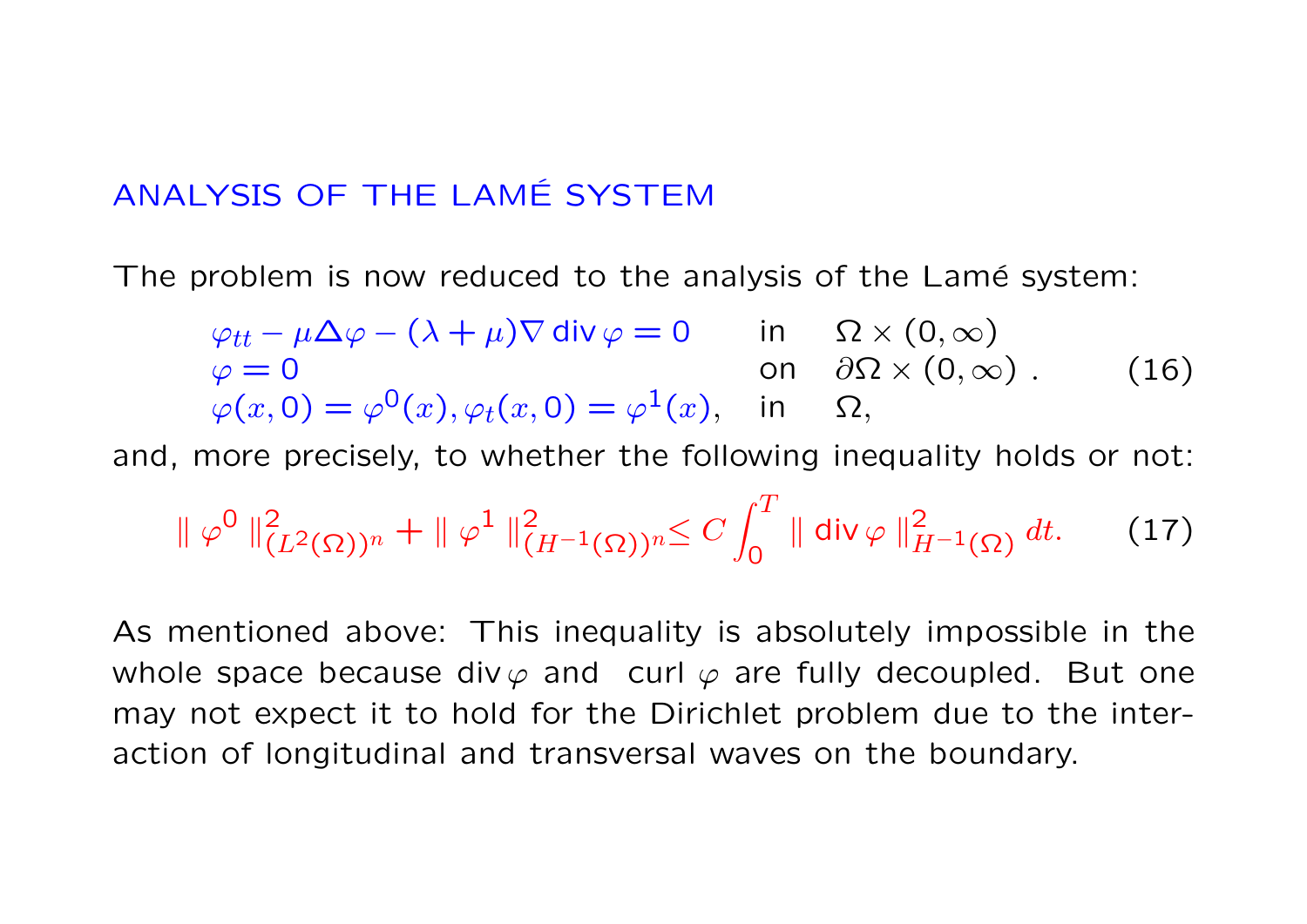## ANALYSIS OF THE LAMÉ SYSTEM

The problem is now reduced to the analysis of the Lamé system:

$$
\begin{cases}
\varphi_{tt} - \mu\Delta\varphi - (\lambda+\mu)\nabla \operatorname{div}\varphi = 0 & \text{in} \quad \Omega\times(0,\infty) \\
\varphi = 0 & \text{on} \quad \partial\Omega\times(0,\infty)\ . \\
\varphi(x,0) = \varphi^0(x), \varphi_t(x,0) = \varphi^1(x), & \text{in} \quad \Omega,
\end{cases}
\tag{16}
$$

and, more precisely, to whether the following inequality holds or not:

$$
\| \varphi^0 \|^2_{(L^2(\Omega))^n} + \| \varphi^1 \|^2_{(H^{-1}(\Omega))^n} \leq C\int_0^T \| \operatorname{div}\varphi \|^2_{H^{-1}(\Omega)}\, dt. \tag{17}
$$

As mentioned above: This inequality is absolutely impossible in the whole space because $\operatorname{div}\varphi$ and $\operatorname{curl}\,\varphi$ are fully decoupled. But one may not expect it to hold for the Dirichlet problem due to the interaction of longitudinal and transversal waves on the boundary.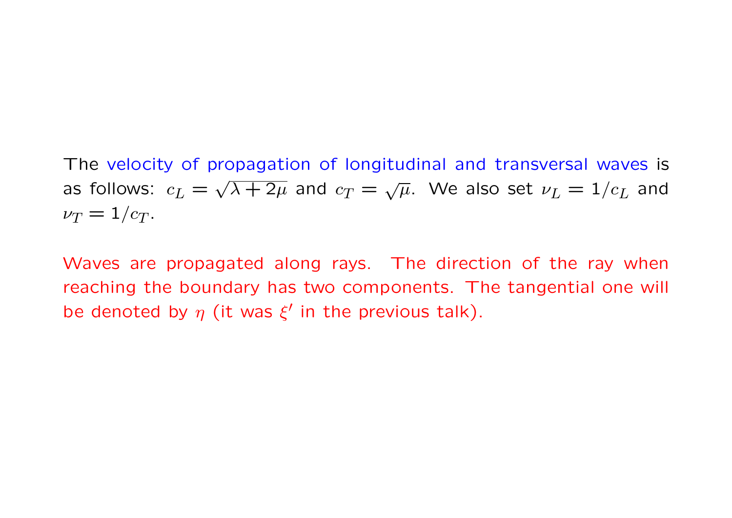The velocity of propagation of longitudinal and transversal waves is as follows: $c_L = \sqrt{\lambda + 2\mu}$ and $c_T = \sqrt{\mu}$. We also set $\nu_L = 1/c_L$ and $\nu_T = 1/c_T$.

Waves are propagated along rays. The direction of the ray when reaching the boundary has two components. The tangential one will be denoted by $\eta$ (it was $\xi'$ in the previous talk).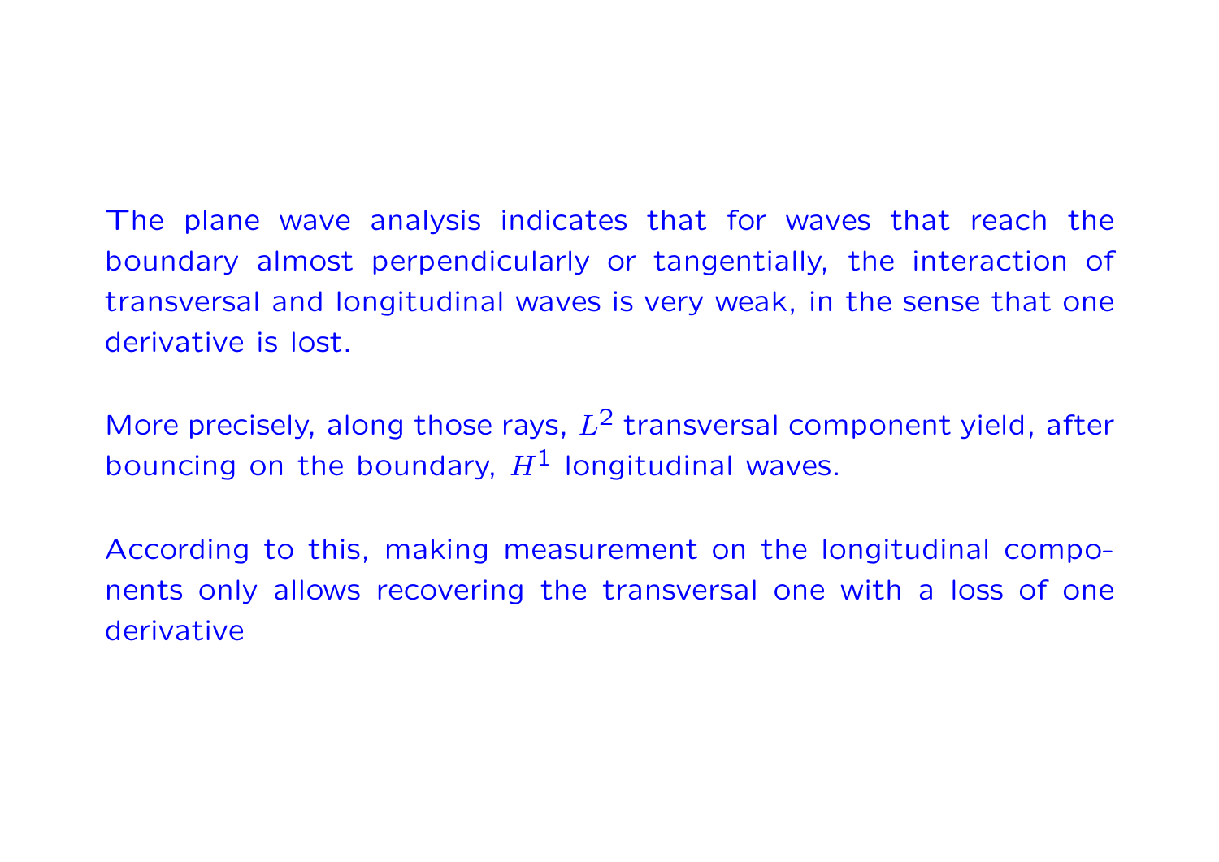The plane wave analysis indicates that for waves that reach the boundary almost perpendicularly or tangentially, the interaction of transversal and longitudinal waves is very weak, in the sense that one derivative is lost.

More precisely, along those rays, $L^2$ transversal component yield, after bouncing on the boundary, $H^1$ longitudinal waves.

According to this, making measurement on the longitudinal components only allows recovering the transversal one with a loss of one derivative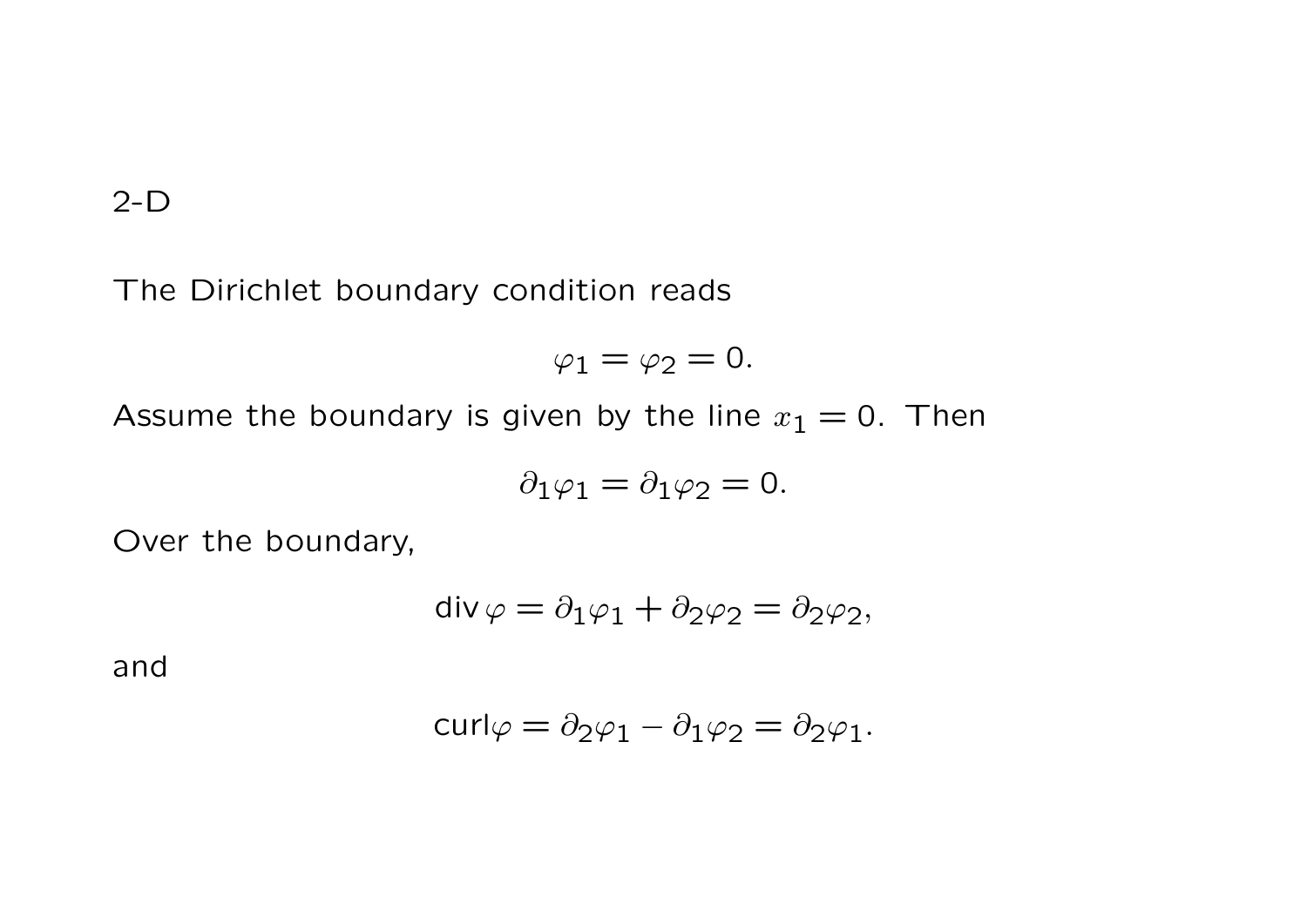2-D

The Dirichlet boundary condition reads

$$\varphi_1 = \varphi_2 = 0.$$

Assume the boundary is given by the line $x_1 = 0$. Then

$$\partial_1 \varphi_1 = \partial_1 \varphi_2 = 0.$$

Over the boundary,

$$\operatorname{div} \varphi = \partial_1 \varphi_1 + \partial_2 \varphi_2 = \partial_2 \varphi_2,$$

and

$$\operatorname{curl} \varphi = \partial_2 \varphi_1 - \partial_1 \varphi_2 = \partial_2 \varphi_1.$$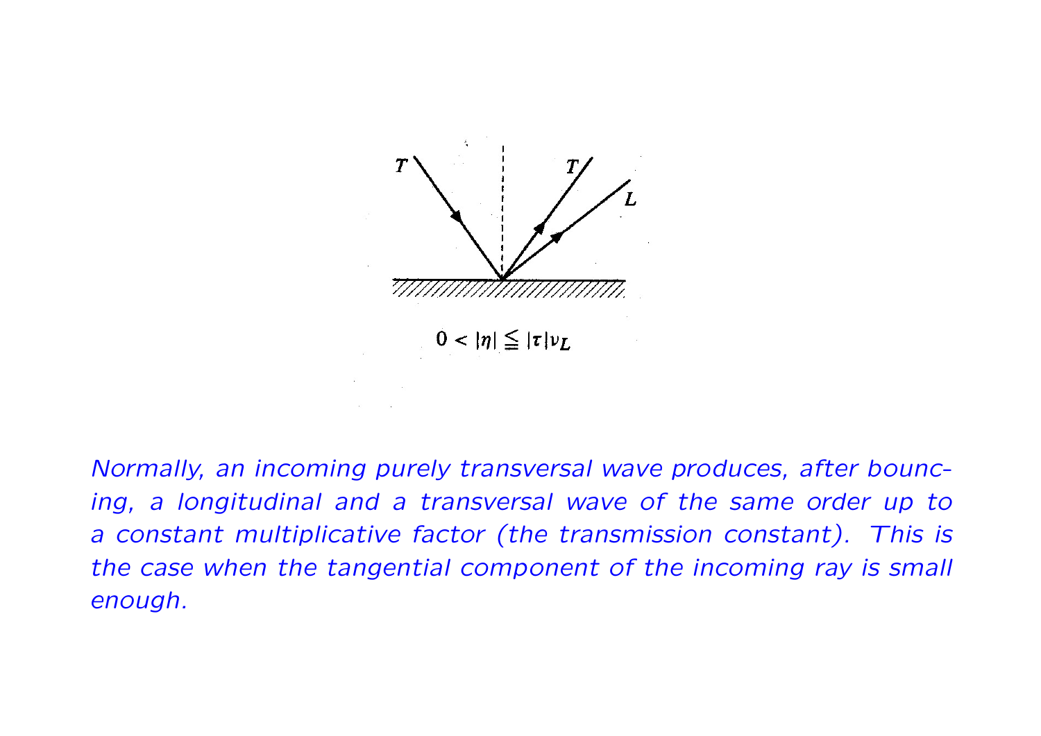T

T

L

$0 < |\eta| \leqq |\tau|\nu_L$

*Normally, an incoming purely transversal wave produces, after bouncing, a longitudinal and a transversal wave of the same order up to a constant multiplicative factor (the transmission constant). This is the case when the tangential component of the incoming ray is small enough.*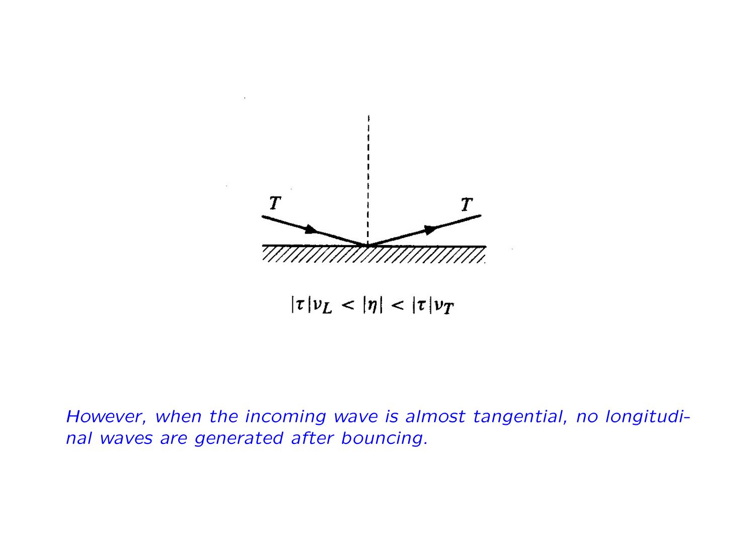T

T

$$|\tau|\nu_L < |\eta| < |\tau|\nu_T$$

*However, when the incoming wave is almost tangential, no longitudinal waves are generated after bouncing.*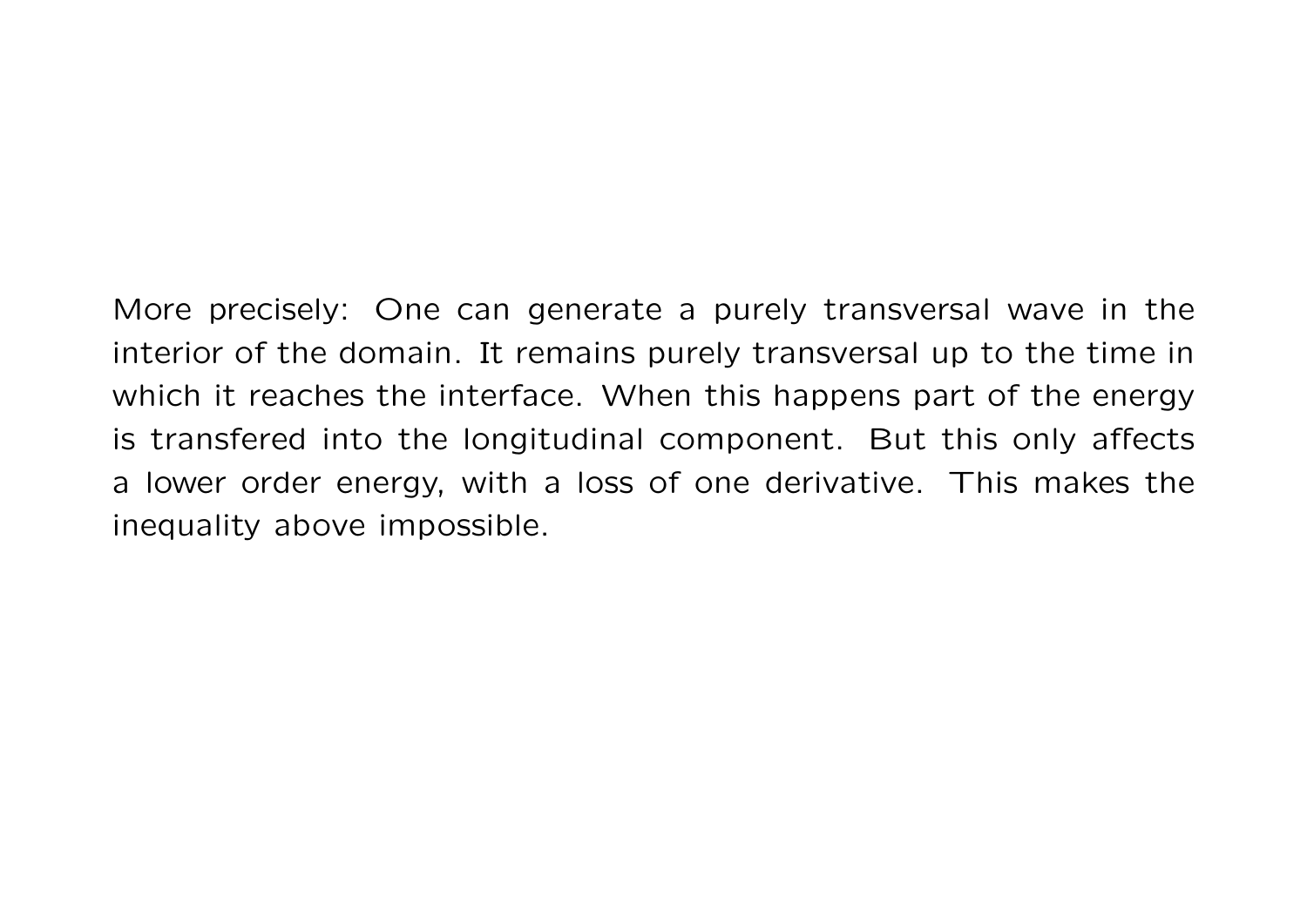More precisely: One can generate a purely transversal wave in the interior of the domain. It remains purely transversal up to the time in which it reaches the interface. When this happens part of the energy is transfered into the longitudinal component. But this only affects a lower order energy, with a loss of one derivative. This makes the inequality above impossible.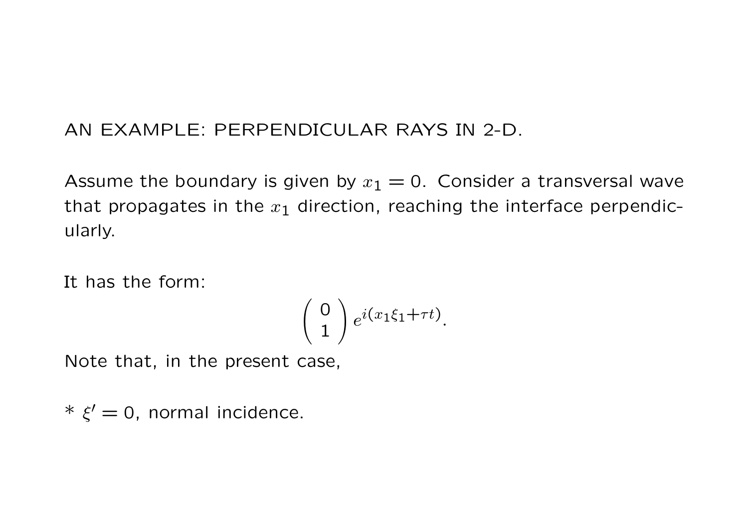## AN EXAMPLE: PERPENDICULAR RAYS IN 2-D.

Assume the boundary is given by $x_1 = 0$. Consider a transversal wave that propagates in the $x_1$ direction, reaching the interface perpendicularly.

It has the form:

$$\begin{pmatrix} 0 \\ 1 \end{pmatrix} e^{i(x_1 \xi_1 + \tau t)}.$$

Note that, in the present case,

* $\xi' = 0$, normal incidence.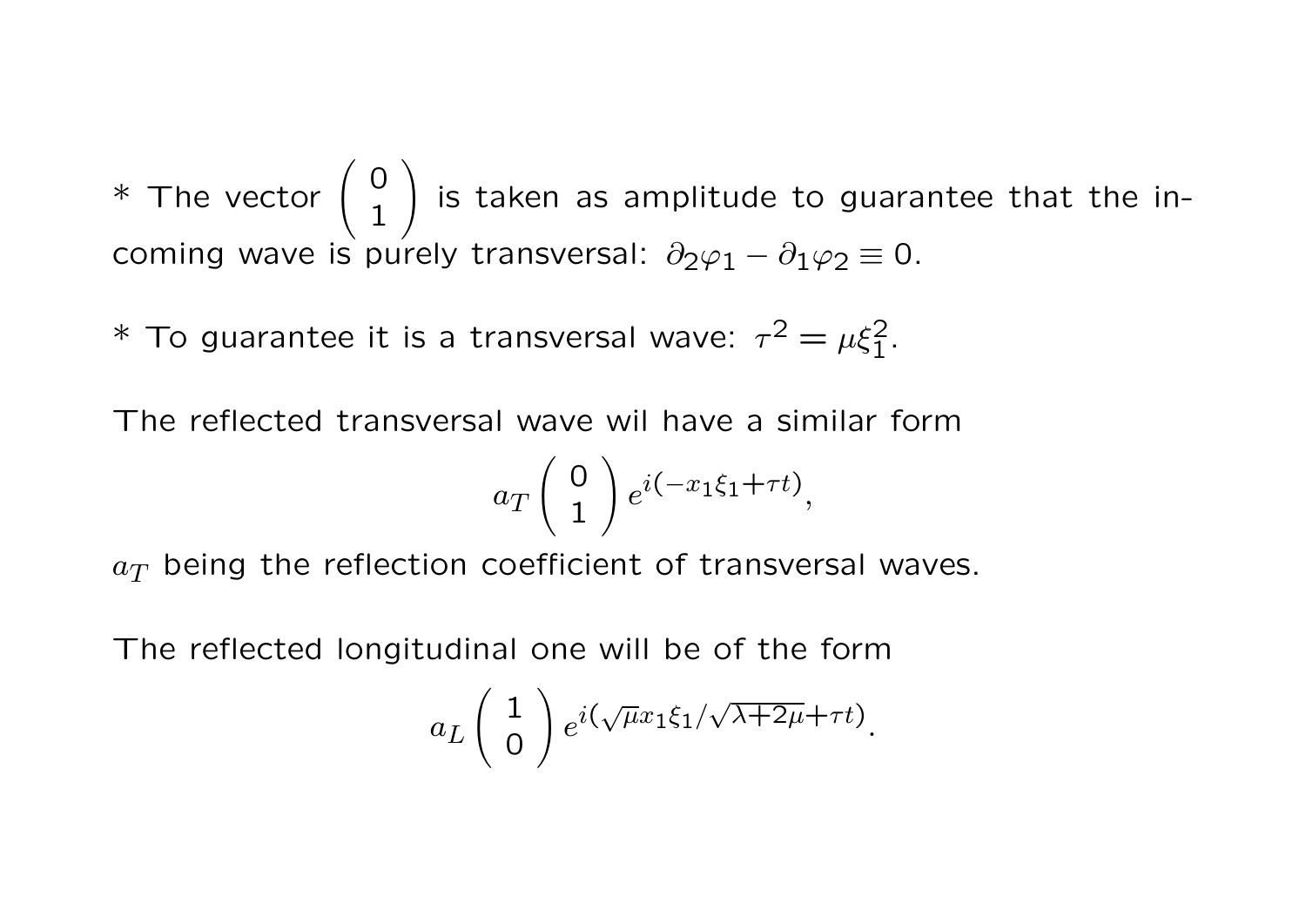* The vector $\begin{pmatrix} 0 \\ 1 \end{pmatrix}$ is taken as amplitude to guarantee that the incoming wave is purely transversal: $\partial_2\varphi_1 - \partial_1\varphi_2 \equiv 0$.

* To guarantee it is a transversal wave: $\tau^2 = \mu\xi_1^2$.

The reflected transversal wave wil have a similar form

$$a_T \begin{pmatrix} 0 \\ 1 \end{pmatrix} e^{i(-x_1\xi_1 + \tau t)},$$

$a_T$ being the reflection coefficient of transversal waves.

The reflected longitudinal one will be of the form

$$a_L \begin{pmatrix} 1 \\ 0 \end{pmatrix} e^{i(\sqrt{\mu}x_1\xi_1/\sqrt{\lambda+2\mu} + \tau t)}.$$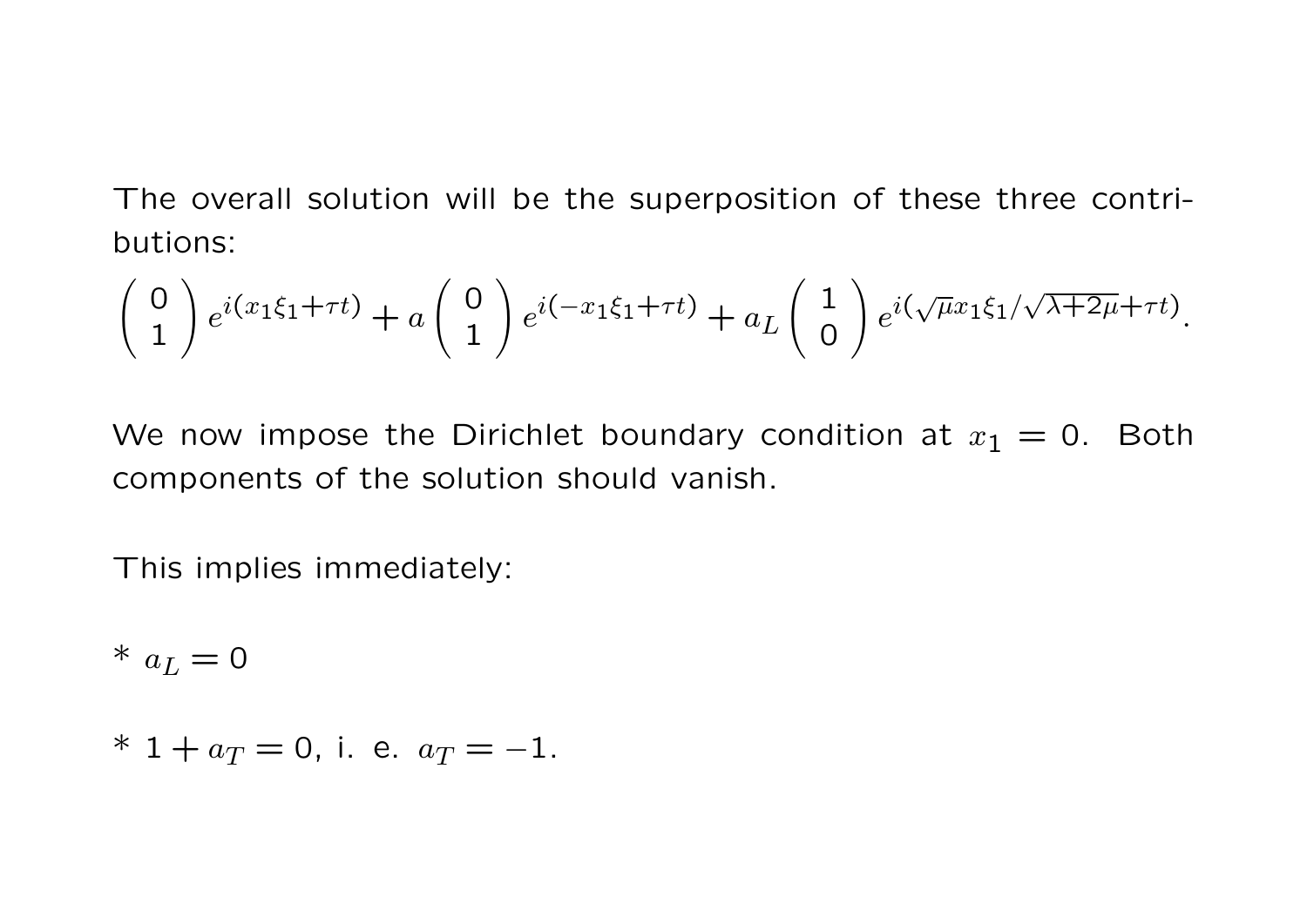The overall solution will be the superposition of these three contributions:

$$\begin{pmatrix} 0 \\ 1 \end{pmatrix} e^{i(x_1\xi_1+\tau t)} + a \begin{pmatrix} 0 \\ 1 \end{pmatrix} e^{i(-x_1\xi_1+\tau t)} + a_L \begin{pmatrix} 1 \\ 0 \end{pmatrix} e^{i(\sqrt{\mu}x_1\xi_1/\sqrt{\lambda+2\mu}+\tau t)}.$$

We now impose the Dirichlet boundary condition at $x_1 = 0$. Both components of the solution should vanish.

This implies immediately:

* $a_L = 0$

* $1 + a_T = 0$, i. e. $a_T = -1$.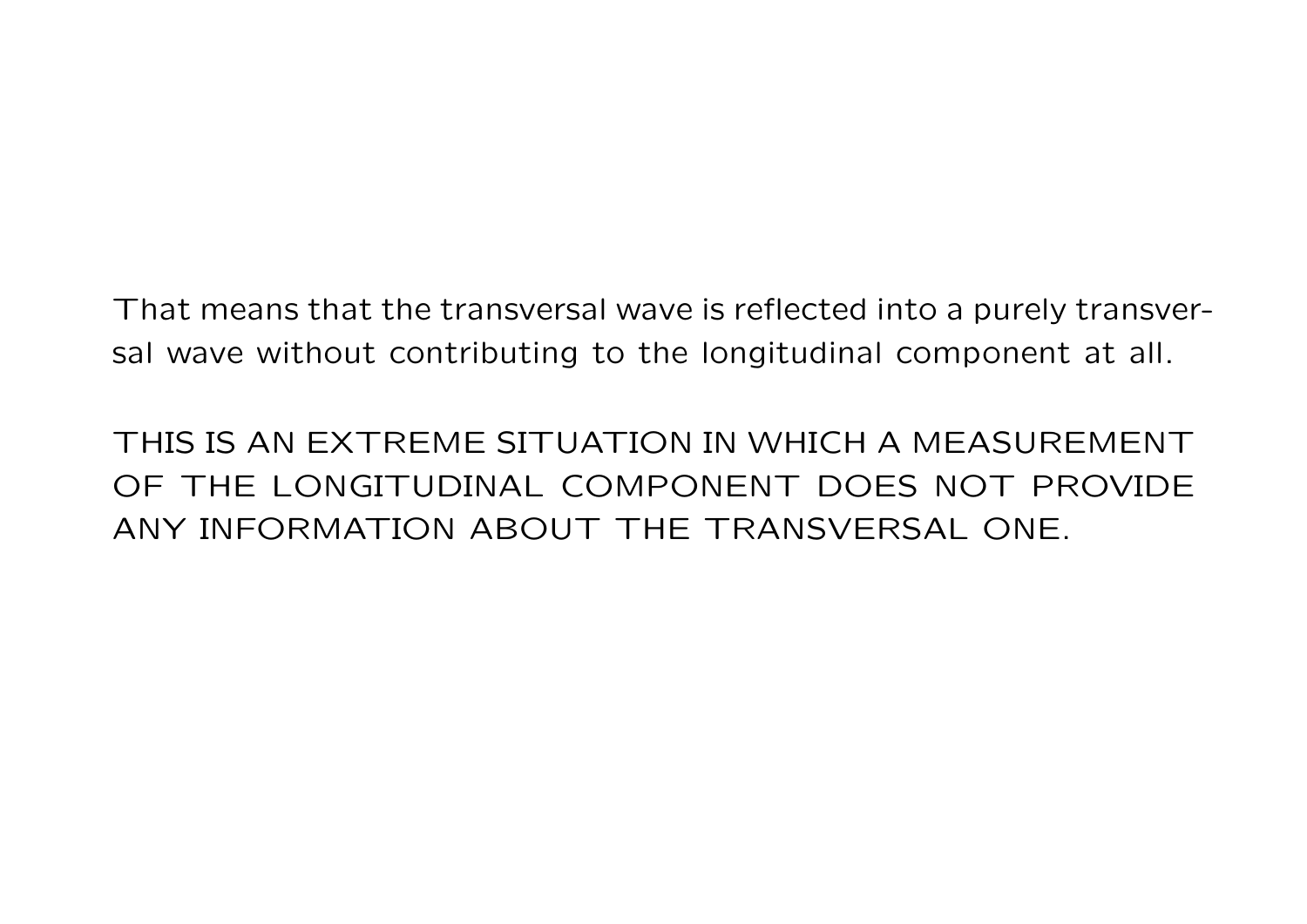That means that the transversal wave is reflected into a purely transversal wave without contributing to the longitudinal component at all.

THIS IS AN EXTREME SITUATION IN WHICH A MEASUREMENT OF THE LONGITUDINAL COMPONENT DOES NOT PROVIDE ANY INFORMATION ABOUT THE TRANSVERSAL ONE.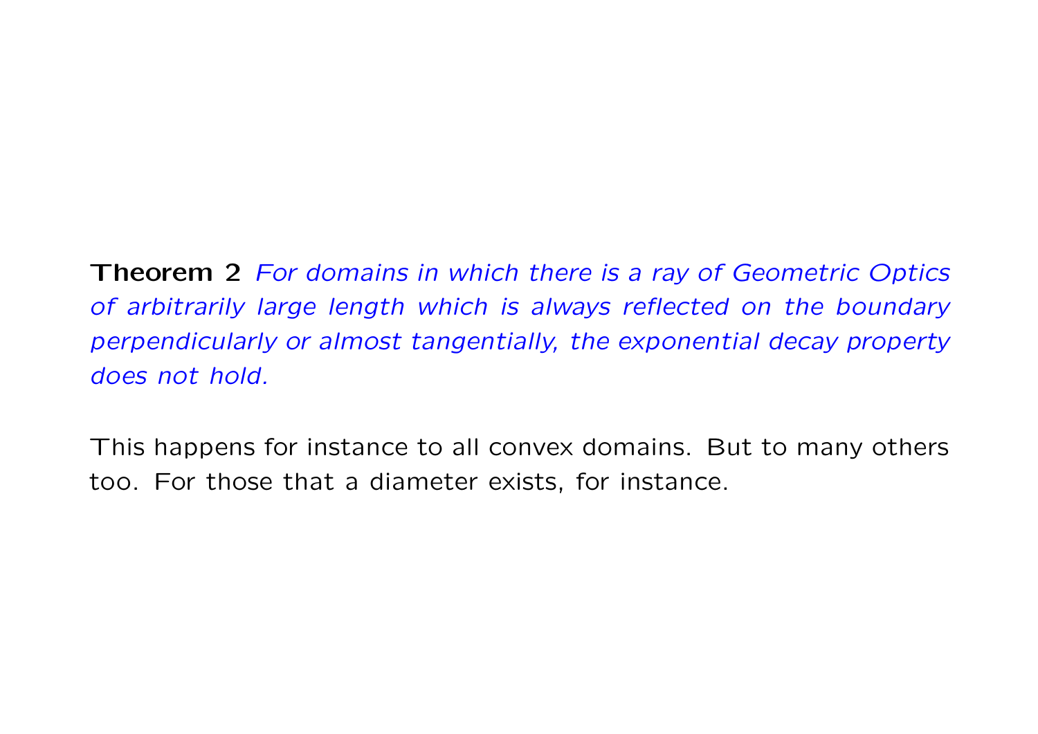**Theorem 2** *For domains in which there is a ray of Geometric Optics of arbitrarily large length which is always reflected on the boundary perpendicularly or almost tangentially, the exponential decay property does not hold.*

This happens for instance to all convex domains. But to many others too. For those that a diameter exists, for instance.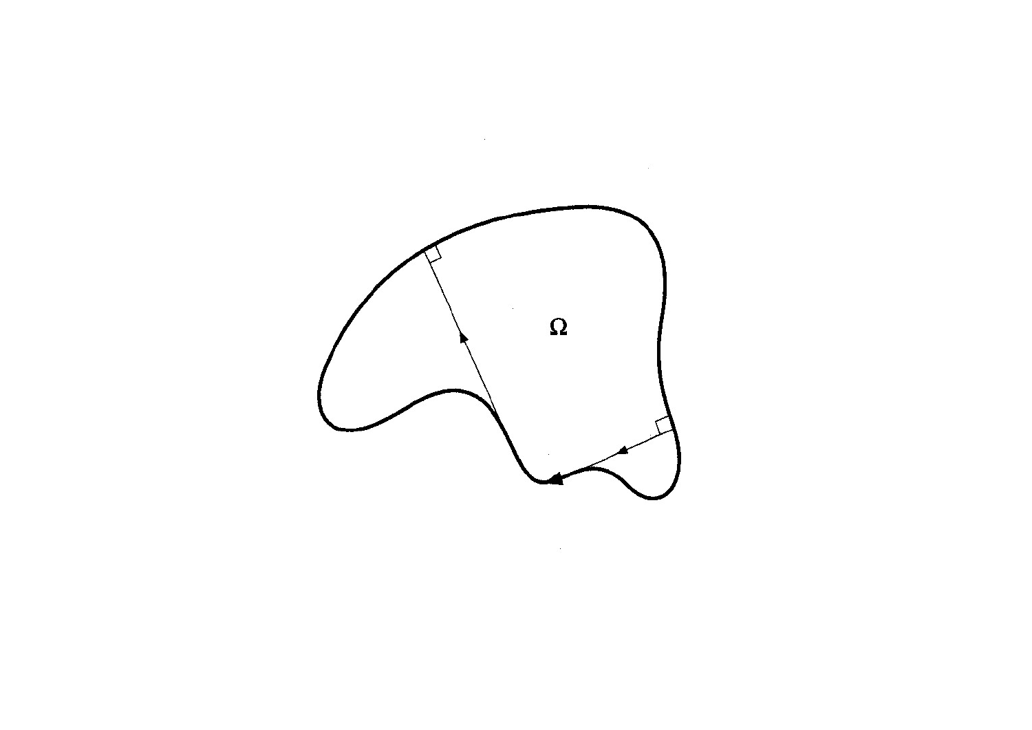$\Omega$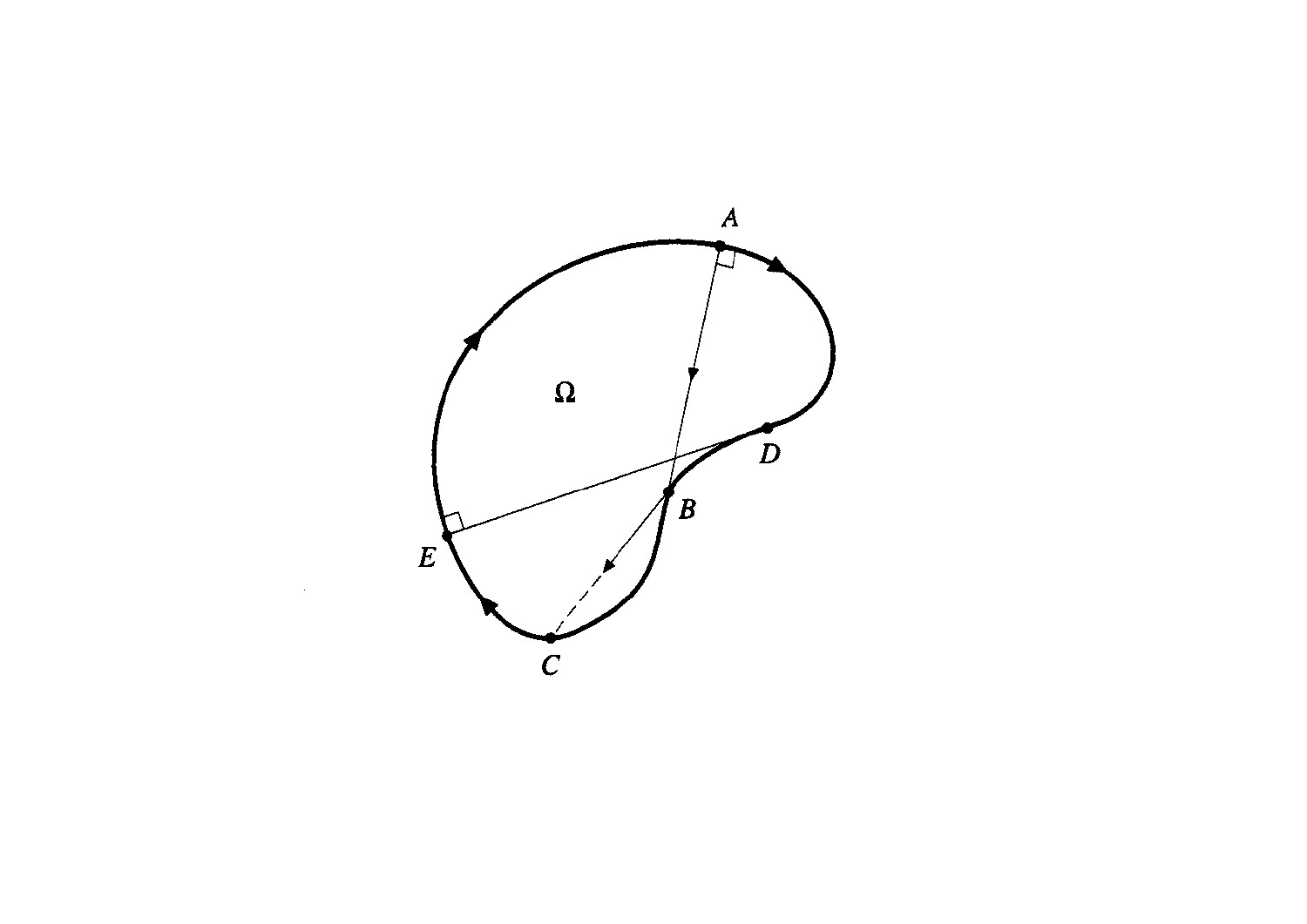A

Ω

D

B

E

C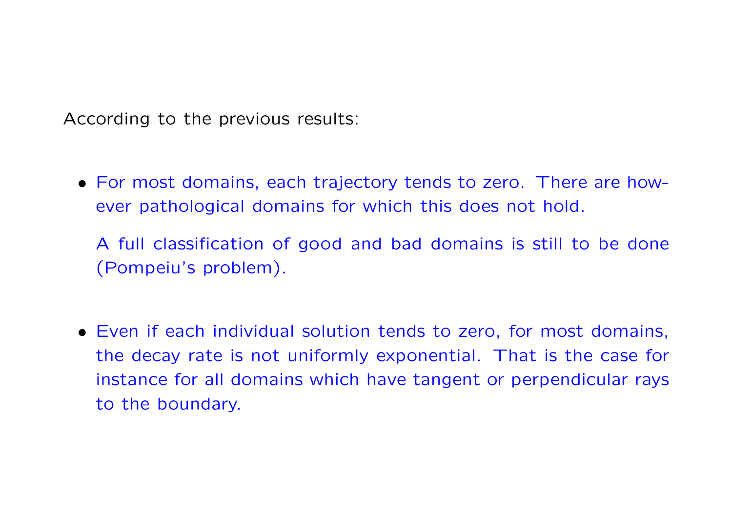According to the previous results:

- For most domains, each trajectory tends to zero. There are however pathological domains for which this does not hold.

  A full classification of good and bad domains is still to be done (Pompeiu's problem).

- Even if each individual solution tends to zero, for most domains, the decay rate is not uniformly exponential. That is the case for instance for all domains which have tangent or perpendicular rays to the boundary.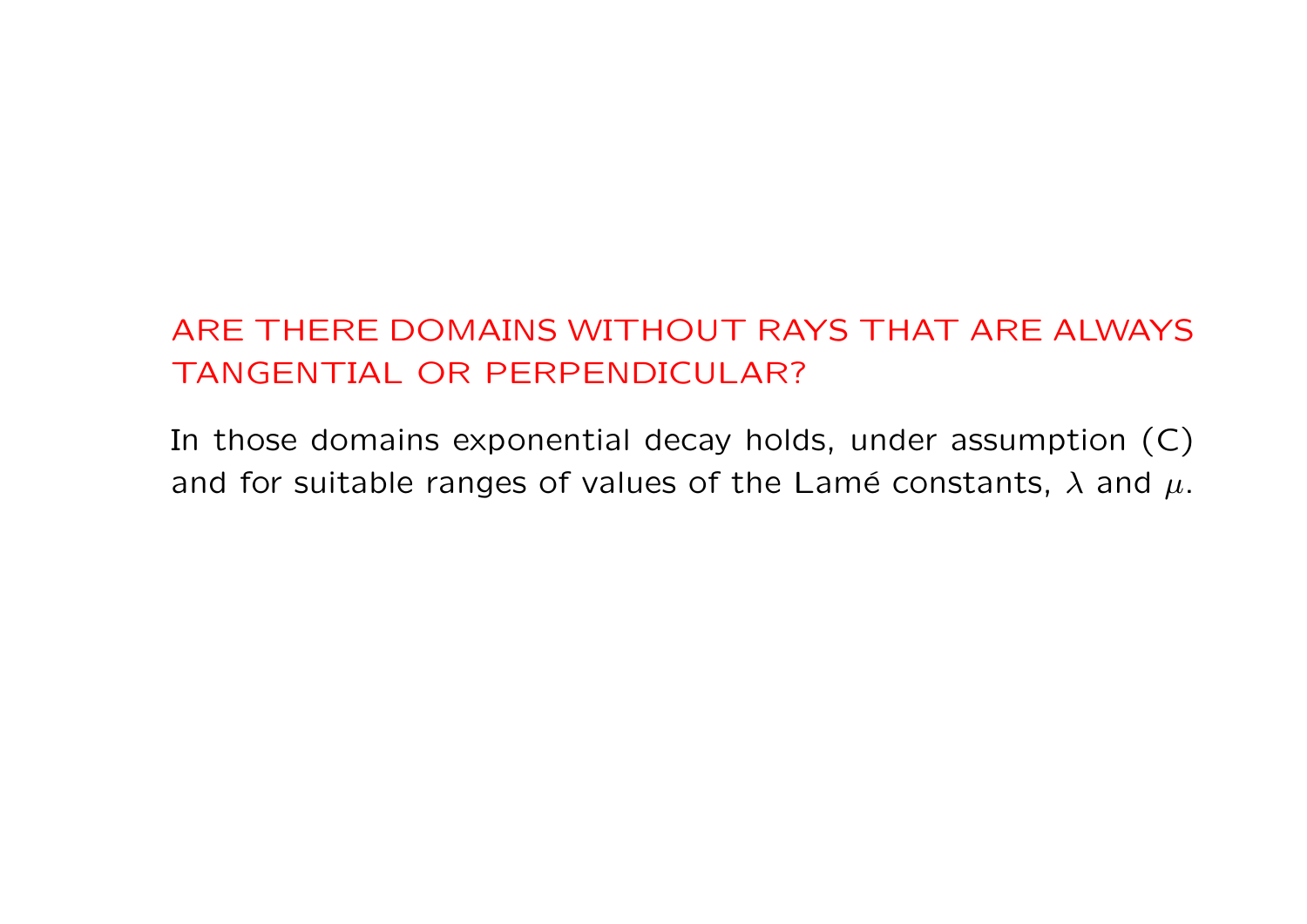## ARE THERE DOMAINS WITHOUT RAYS THAT ARE ALWAYS TANGENTIAL OR PERPENDICULAR?

In those domains exponential decay holds, under assumption (C) and for suitable ranges of values of the Lamé constants, $\lambda$ and $\mu$.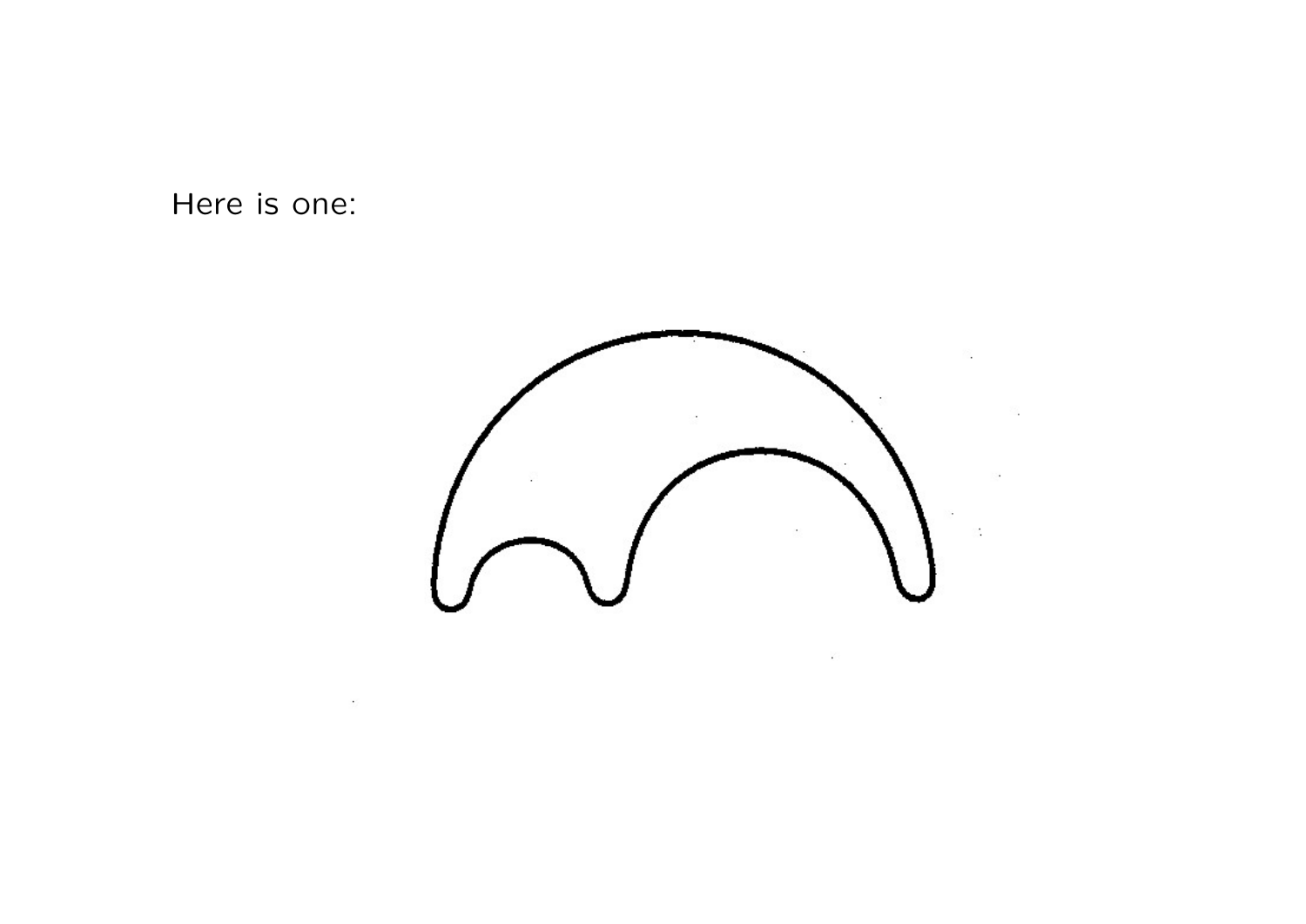Here is one: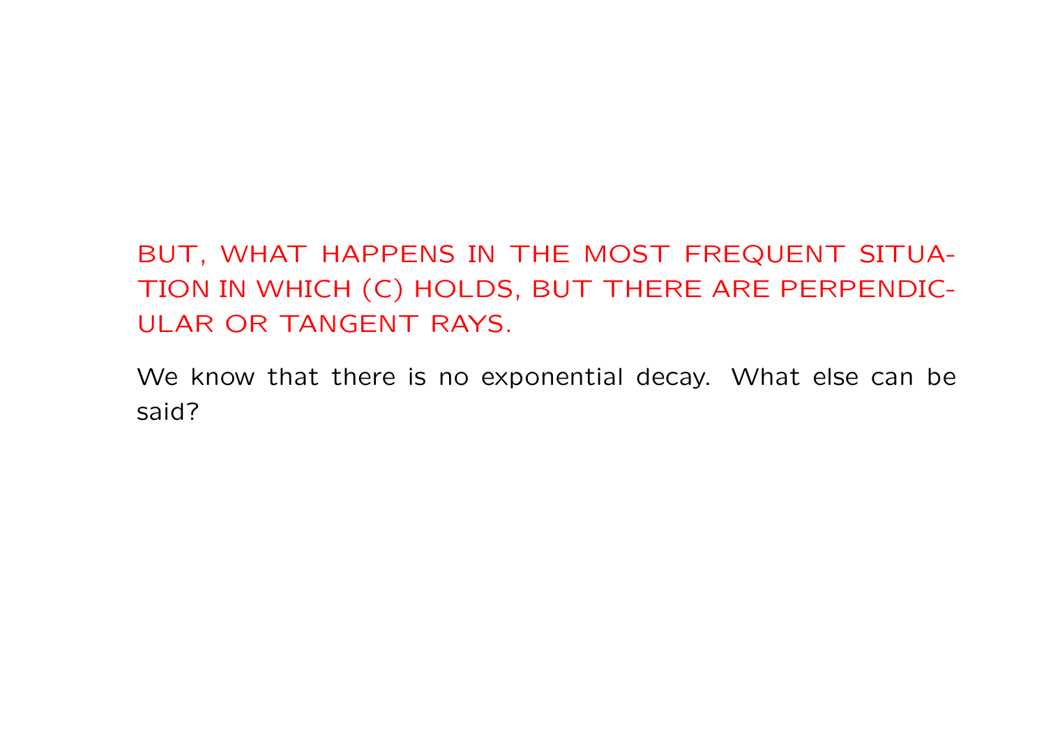BUT, WHAT HAPPENS IN THE MOST FREQUENT SITUATION IN WHICH (C) HOLDS, BUT THERE ARE PERPENDICULAR OR TANGENT RAYS.

We know that there is no exponential decay. What else can be said?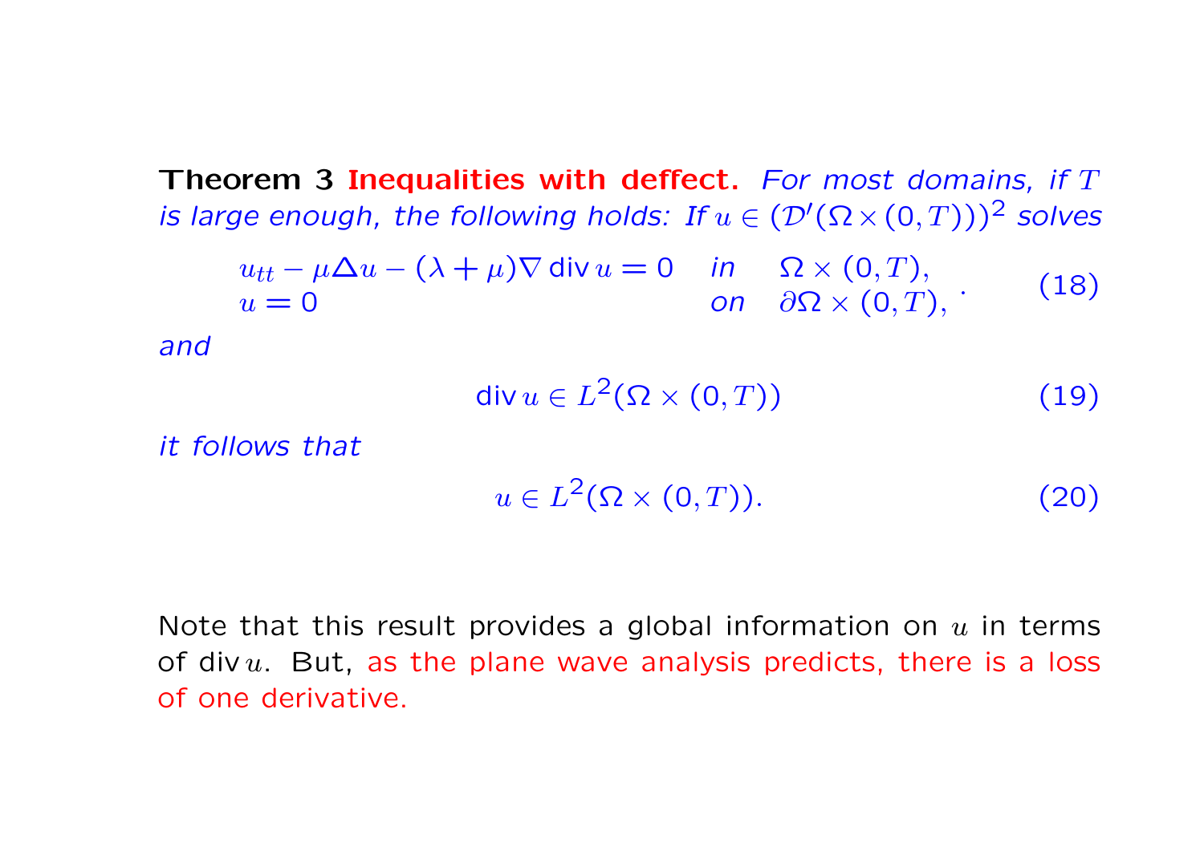**Theorem 3 Inequalities with deffect.** *For most domains, if $T$ is large enough, the following holds: If $u \in (\mathcal{D}'(\Omega \times (0,T)))^2$ solves*

$$
\begin{array}{lll}
u_{tt} - \mu \Delta u - (\lambda + \mu) \nabla \operatorname{div} u = 0 & \text{in} & \Omega \times (0,T), \\
u = 0 & \text{on} & \partial\Omega \times (0,T),
\end{array} . \tag{18}
$$

*and*

$$
\operatorname{div} u \in L^2(\Omega \times (0,T)) \tag{19}
$$

*it follows that*

$$
u \in L^2(\Omega \times (0,T)). \tag{20}
$$

Note that this result provides a global information on $u$ in terms of $\operatorname{div} u$. But, as the plane wave analysis predicts, there is a loss of one derivative.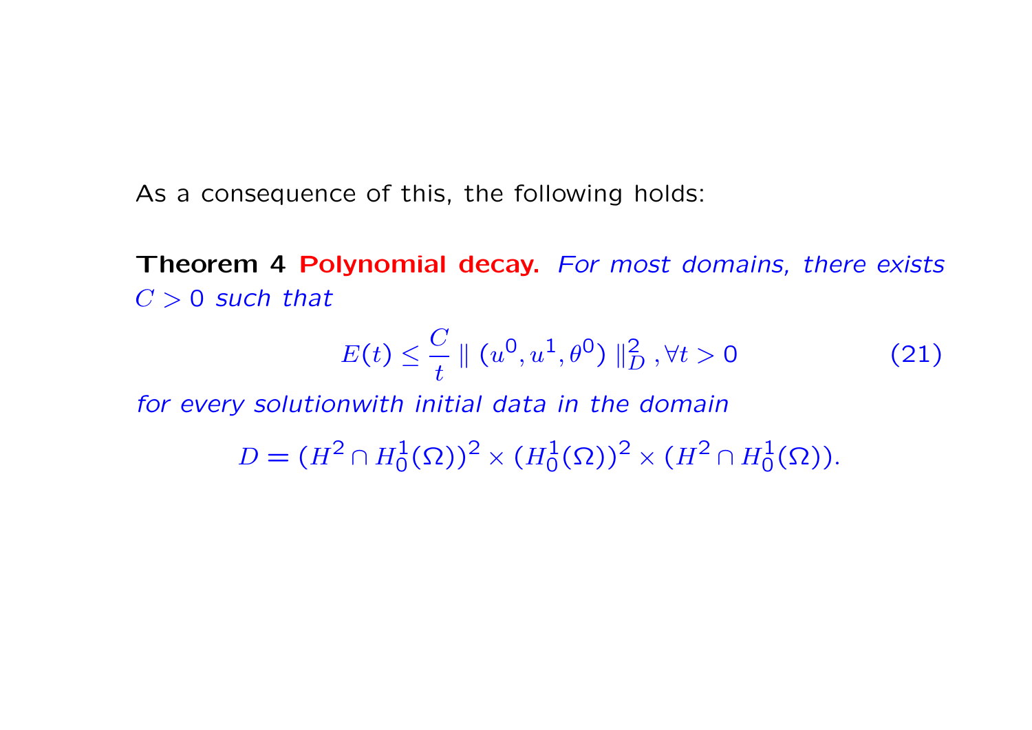As a consequence of this, the following holds:

**Theorem 4** **Polynomial decay.** *For most domains, there exists* $C > 0$ *such that*

$$E(t) \leq \frac{C}{t} \parallel (u^0, u^1, \theta^0) \parallel_D^2, \forall t > 0 \tag{21}$$

*for every solutionwith initial data in the domain*

$$D = (H^2 \cap H_0^1(\Omega))^2 \times (H_0^1(\Omega))^2 \times (H^2 \cap H_0^1(\Omega)).$$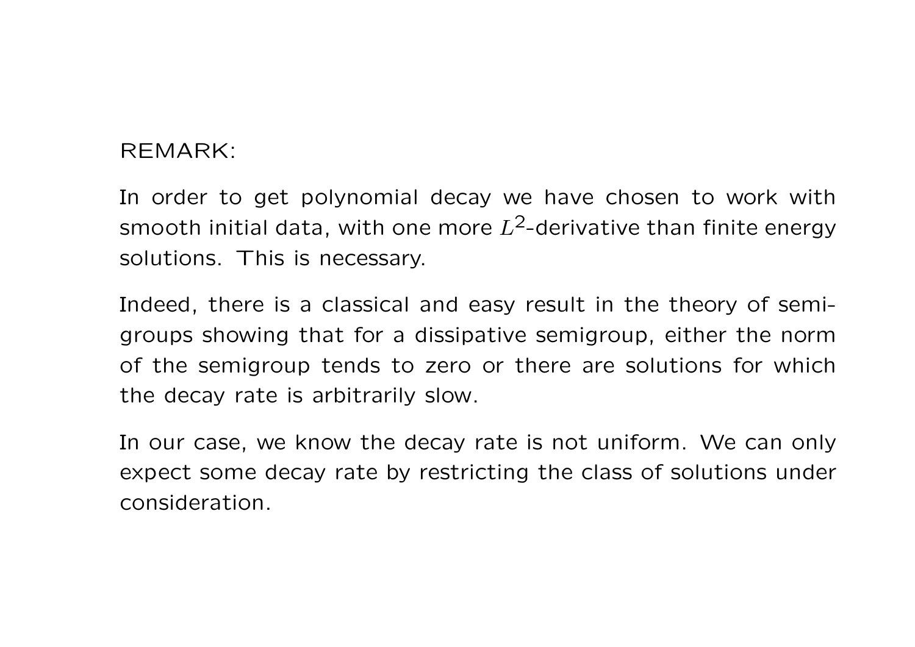REMARK:

In order to get polynomial decay we have chosen to work with smooth initial data, with one more $L^2$-derivative than finite energy solutions. This is necessary.

Indeed, there is a classical and easy result in the theory of semigroups showing that for a dissipative semigroup, either the norm of the semigroup tends to zero or there are solutions for which the decay rate is arbitrarily slow.

In our case, we know the decay rate is not uniform. We can only expect some decay rate by restricting the class of solutions under consideration.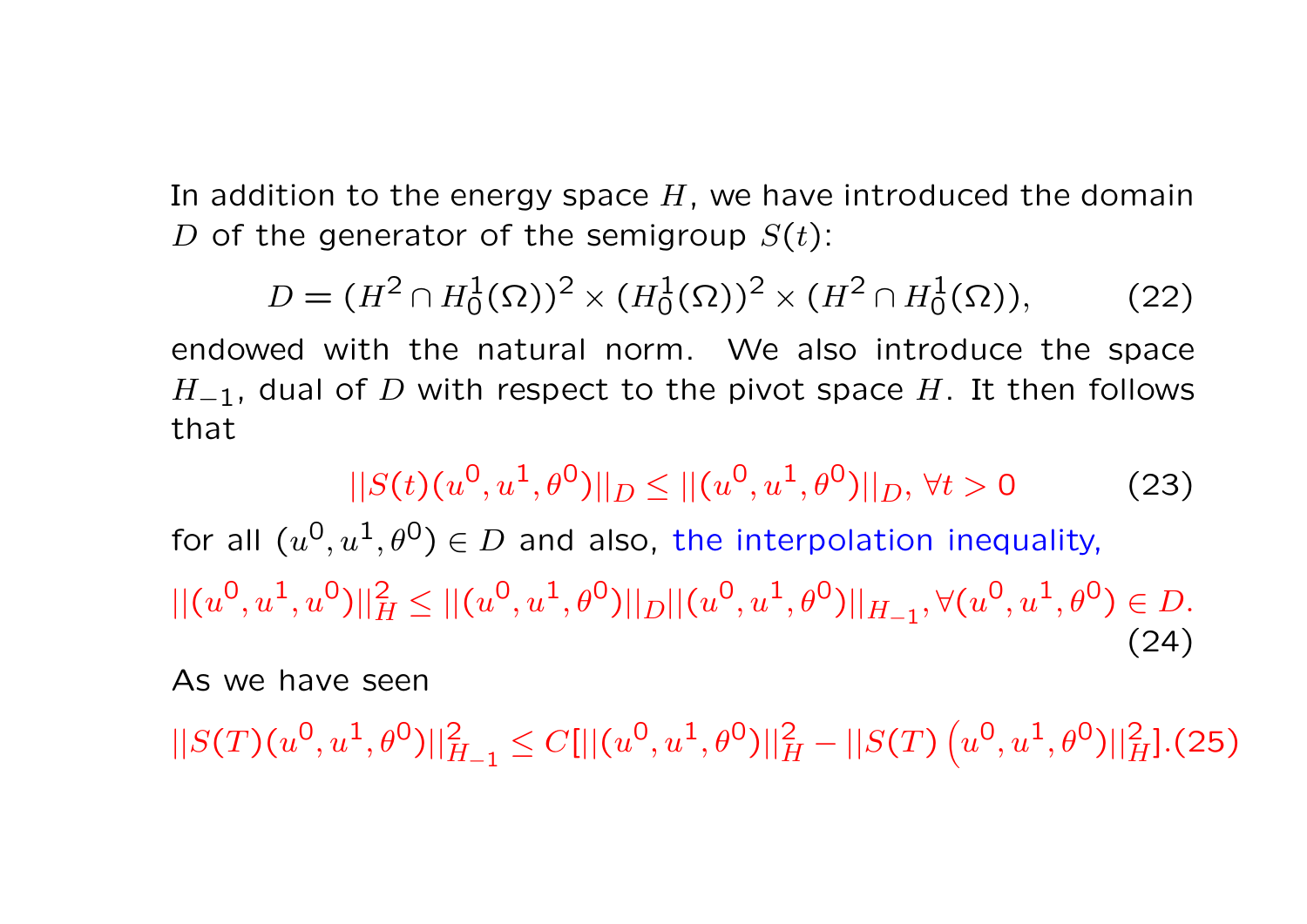In addition to the energy space $H$, we have introduced the domain $D$ of the generator of the semigroup $S(t)$:

$$D = (H^2 \cap H_0^1(\Omega))^2 \times (H_0^1(\Omega))^2 \times (H^2 \cap H_0^1(\Omega)), \tag{22}$$

endowed with the natural norm. We also introduce the space $H_{-1}$, dual of $D$ with respect to the pivot space $H$. It then follows that

$$||S(t)(u^0, u^1, \theta^0)||_D \leq ||(u^0, u^1, \theta^0)||_D, \, \forall t > 0 \tag{23}$$

for all $(u^0, u^1, \theta^0) \in D$ and also, the interpolation inequality,

$$||(u^0, u^1, u^0)||_H^2 \leq ||(u^0, u^1, \theta^0)||_D ||(u^0, u^1, \theta^0)||_{H_{-1}}, \forall (u^0, u^1, \theta^0) \in D. \tag{24}$$

As we have seen

$$||S(T)(u^0, u^1, \theta^0)||_{H_{-1}}^2 \leq C[||(u^0, u^1, \theta^0)||_H^2 - ||S(T)\left(u^0, u^1, \theta^0)||_H^2\right]. \tag{25}$$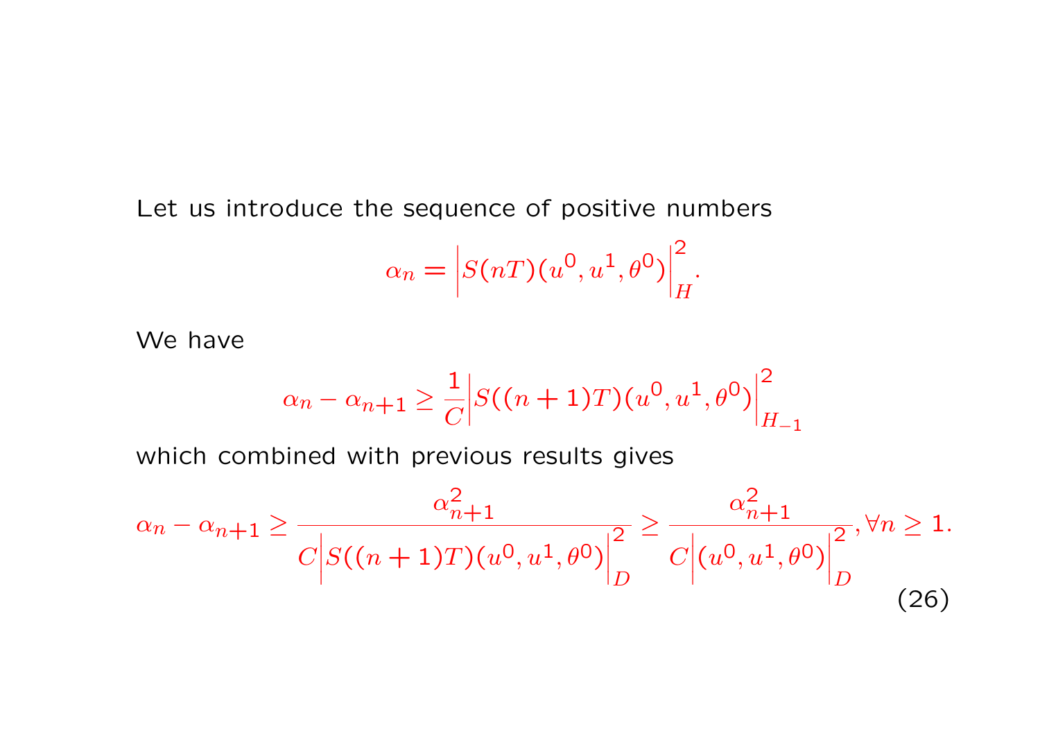Let us introduce the sequence of positive numbers

$$\alpha_n = \left| S(nT)(u^0, u^1, \theta^0) \right|_H^2.$$

We have

$$\alpha_n - \alpha_{n+1} \geq \frac{1}{C} \left| S((n+1)T)(u^0, u^1, \theta^0) \right|_{H_{-1}}^2$$

which combined with previous results gives

$$\alpha_n - \alpha_{n+1} \geq \frac{\alpha_{n+1}^2}{C \left| S((n+1)T)(u^0, u^1, \theta^0) \right|_D^2} \geq \frac{\alpha_{n+1}^2}{C \left| (u^0, u^1, \theta^0) \right|_D^2}, \forall n \geq 1. \tag{26}$$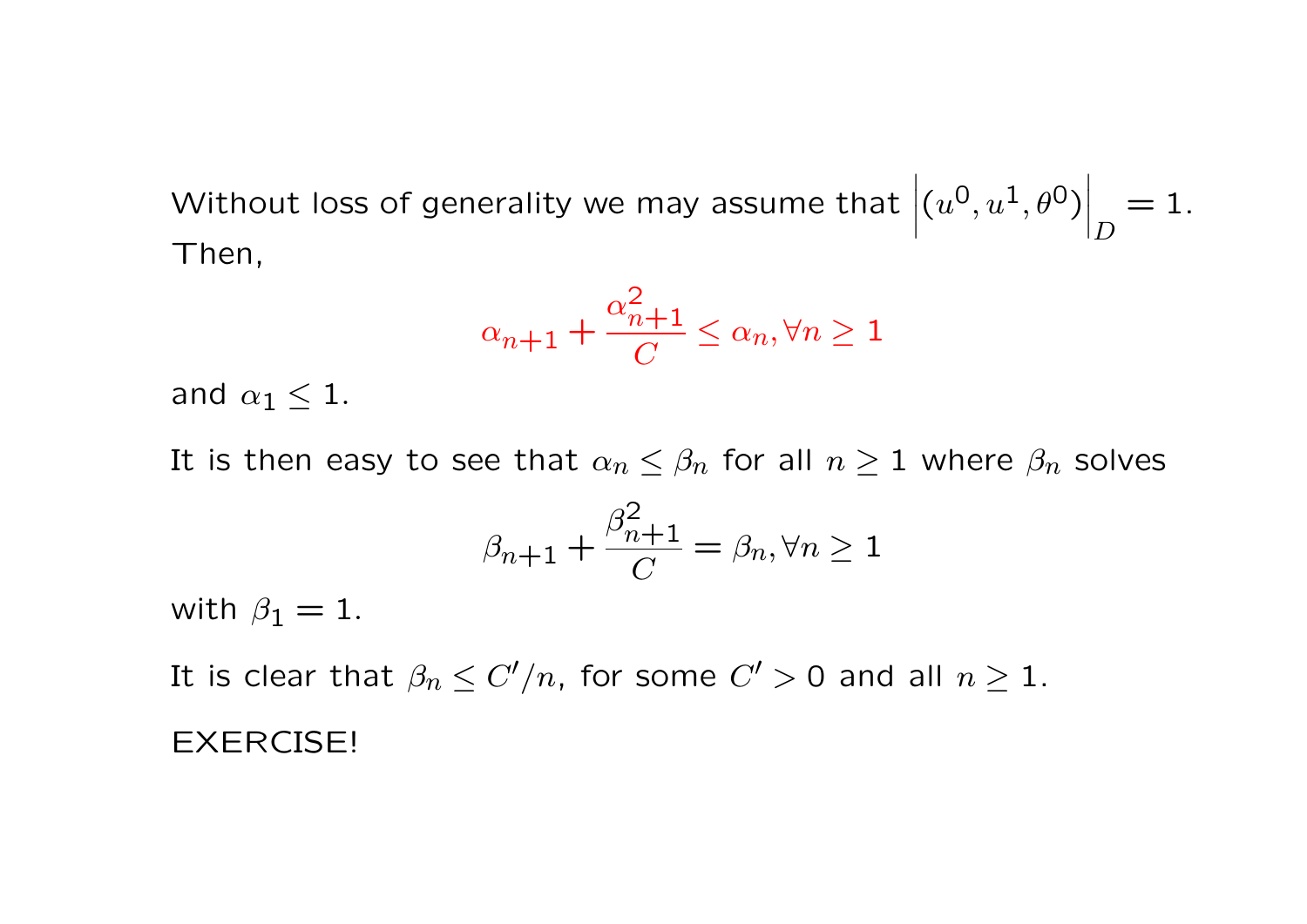Without loss of generality we may assume that $\left|(u^0, u^1, \theta^0)\right|_D = 1$. Then,

$$\alpha_{n+1} + \frac{\alpha_{n+1}^2}{C} \leq \alpha_n, \forall n \geq 1$$

and $\alpha_1 \leq 1$.

It is then easy to see that $\alpha_n \leq \beta_n$ for all $n \geq 1$ where $\beta_n$ solves

$$\beta_{n+1} + \frac{\beta_{n+1}^2}{C} = \beta_n, \forall n \geq 1$$

with $\beta_1 = 1$.

It is clear that $\beta_n \leq C'/n$, for some $C' > 0$ and all $n \geq 1$.

EXERCISE!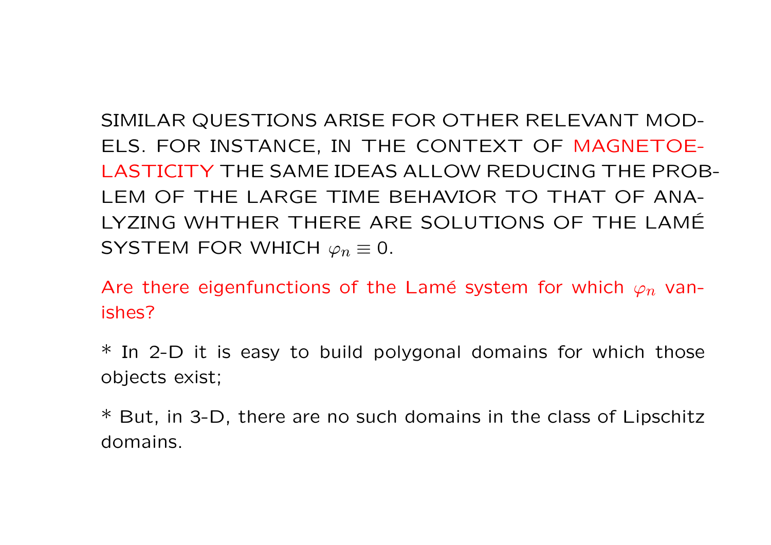SIMILAR QUESTIONS ARISE FOR OTHER RELEVANT MODELS. FOR INSTANCE, IN THE CONTEXT OF MAGNETOELASTICITY THE SAME IDEAS ALLOW REDUCING THE PROBLEM OF THE LARGE TIME BEHAVIOR TO THAT OF ANALYZING WHTHER THERE ARE SOLUTIONS OF THE LAMÉ SYSTEM FOR WHICH $\varphi_n \equiv 0$.

Are there eigenfunctions of the Lamé system for which $\varphi_n$ vanishes?

* In 2-D it is easy to build polygonal domains for which those objects exist;

* But, in 3-D, there are no such domains in the class of Lipschitz domains.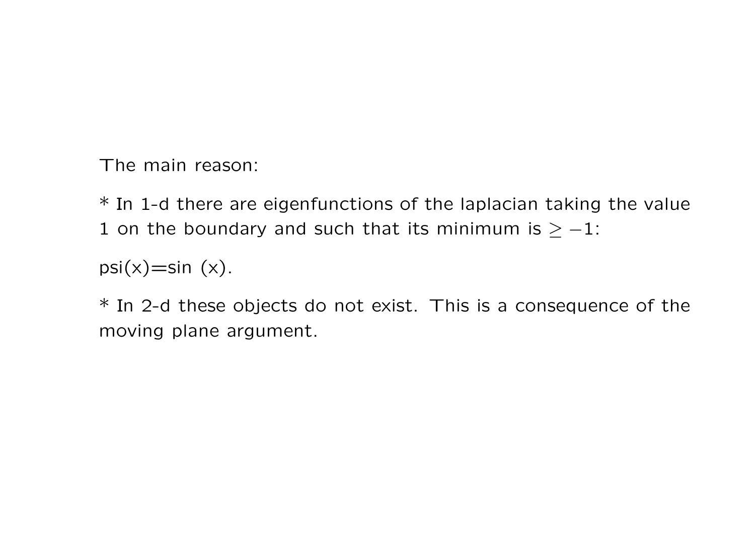The main reason:

* In 1-d there are eigenfunctions of the laplacian taking the value 1 on the boundary and such that its minimum is $\geq -1$:

psi(x)=sin (x).

* In 2-d these objects do not exist. This is a consequence of the moving plane argument.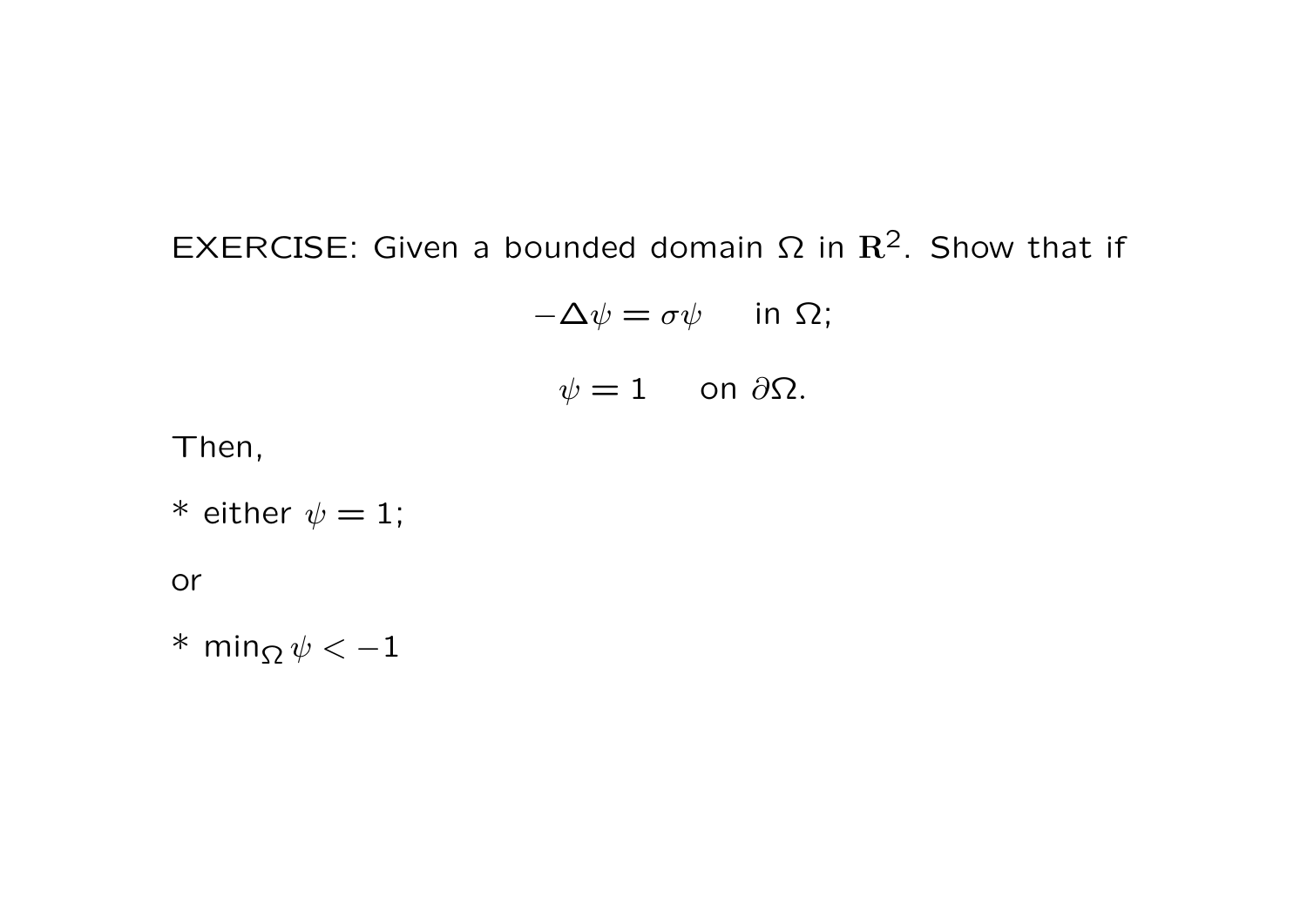EXERCISE: Given a bounded domain $\Omega$ in $\mathbf{R}^2$. Show that if

$$-\Delta \psi = \sigma \psi \quad \text{in } \Omega;$$

$$\psi = 1 \quad \text{on } \partial\Omega.$$

Then,

* either $\psi = 1$;

or

* $\min_{\Omega} \psi < -1$